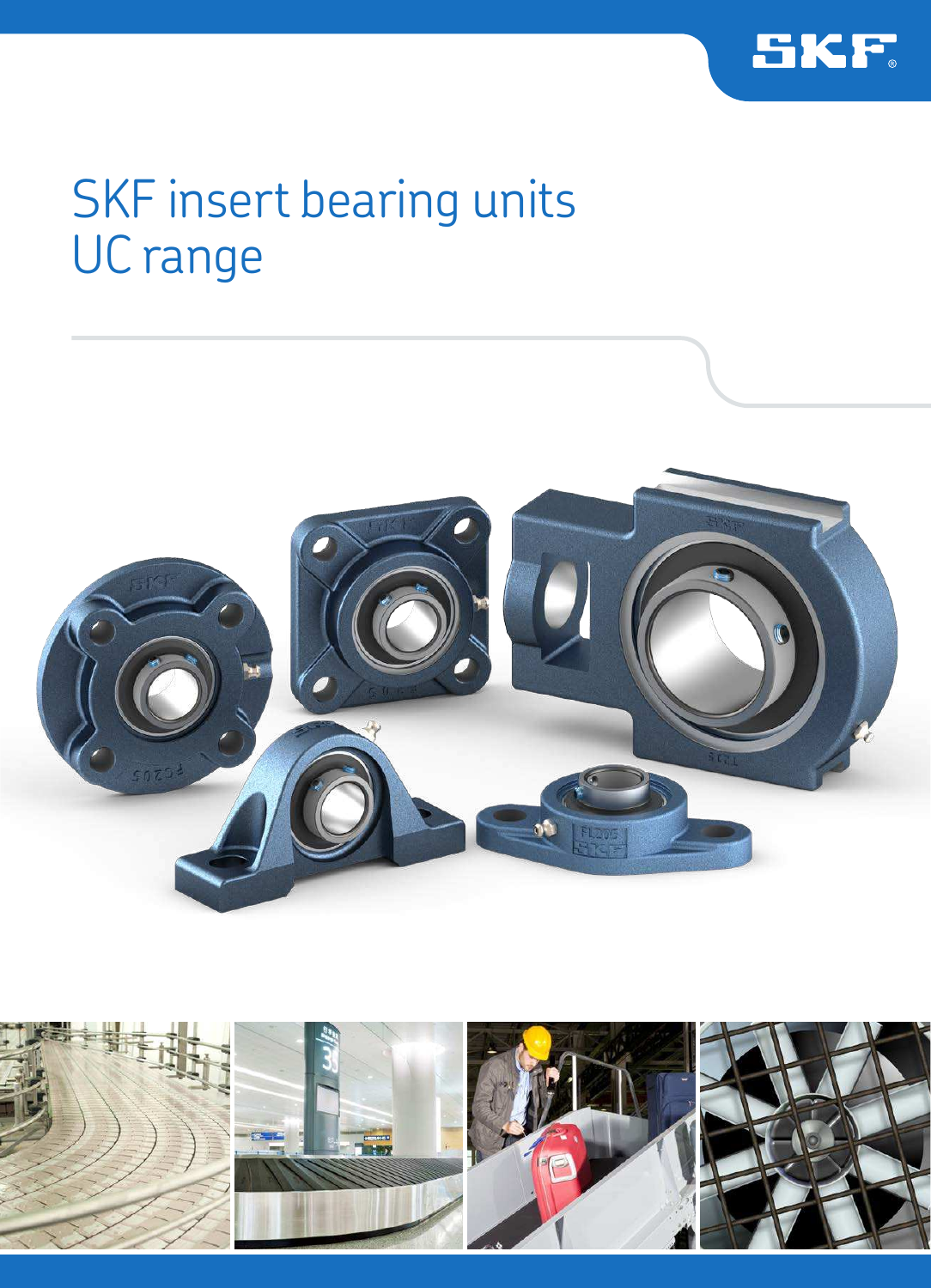# SKF insert bearing units UC range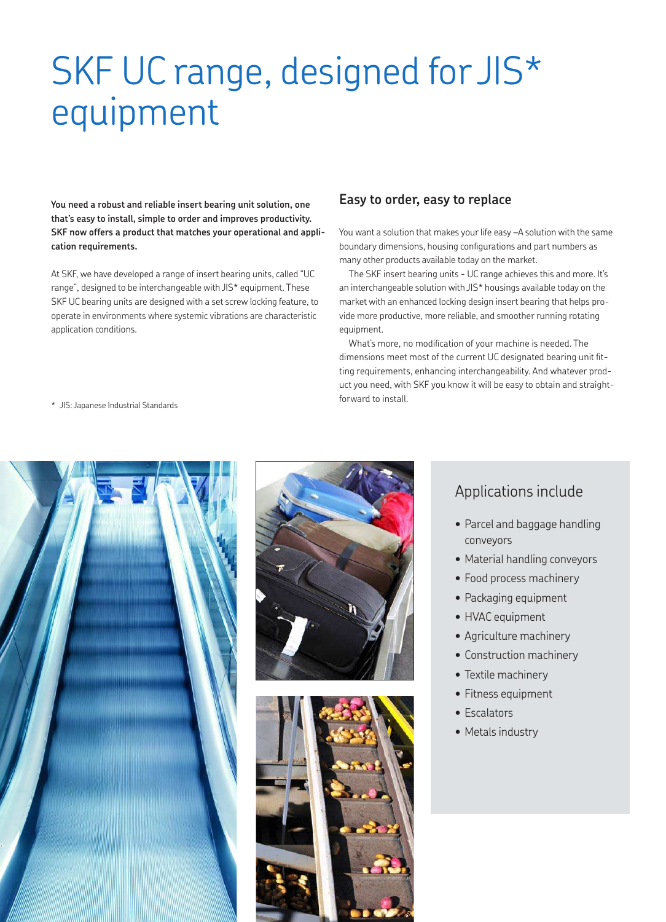# SKF UC range, designed for JIS* equipment

**You need a robust and reliable insert bearing unit solution, one that's easy to install, simple to order and improves productivity. SKF now offers a product that matches your operational and application requirements.**

At SKF, we have developed a range of insert bearing units, called "UC range", designed to be interchangeable with JIS* equipment. These SKF UC bearing units are designed with a set screw locking feature, to operate in environments where systemic vibrations are characteristic application conditions.

\* JIS: Japanese Industrial Standards

## Easy to order, easy to replace

You want a solution that makes your life easy –A solution with the same boundary dimensions, housing configurations and part numbers as many other products available today on the market.

The SKF insert bearing units - UC range achieves this and more. It's an interchangeable solution with JIS* housings available today on the market with an enhanced locking design insert bearing that helps provide more productive, more reliable, and smoother running rotating equipment.

What's more, no modification of your machine is needed. The dimensions meet most of the current UC designated bearing unit fitting requirements, enhancing interchangeability. And whatever product you need, with SKF you know it will be easy to obtain and straightforward to install.

## Applications include

- Parcel and baggage handling conveyors
- Material handling conveyors
- Food process machinery
- Packaging equipment
- HVAC equipment
- Agriculture machinery
- Construction machinery
- Textile machinery
- Fitness equipment
- Escalators
- Metals industry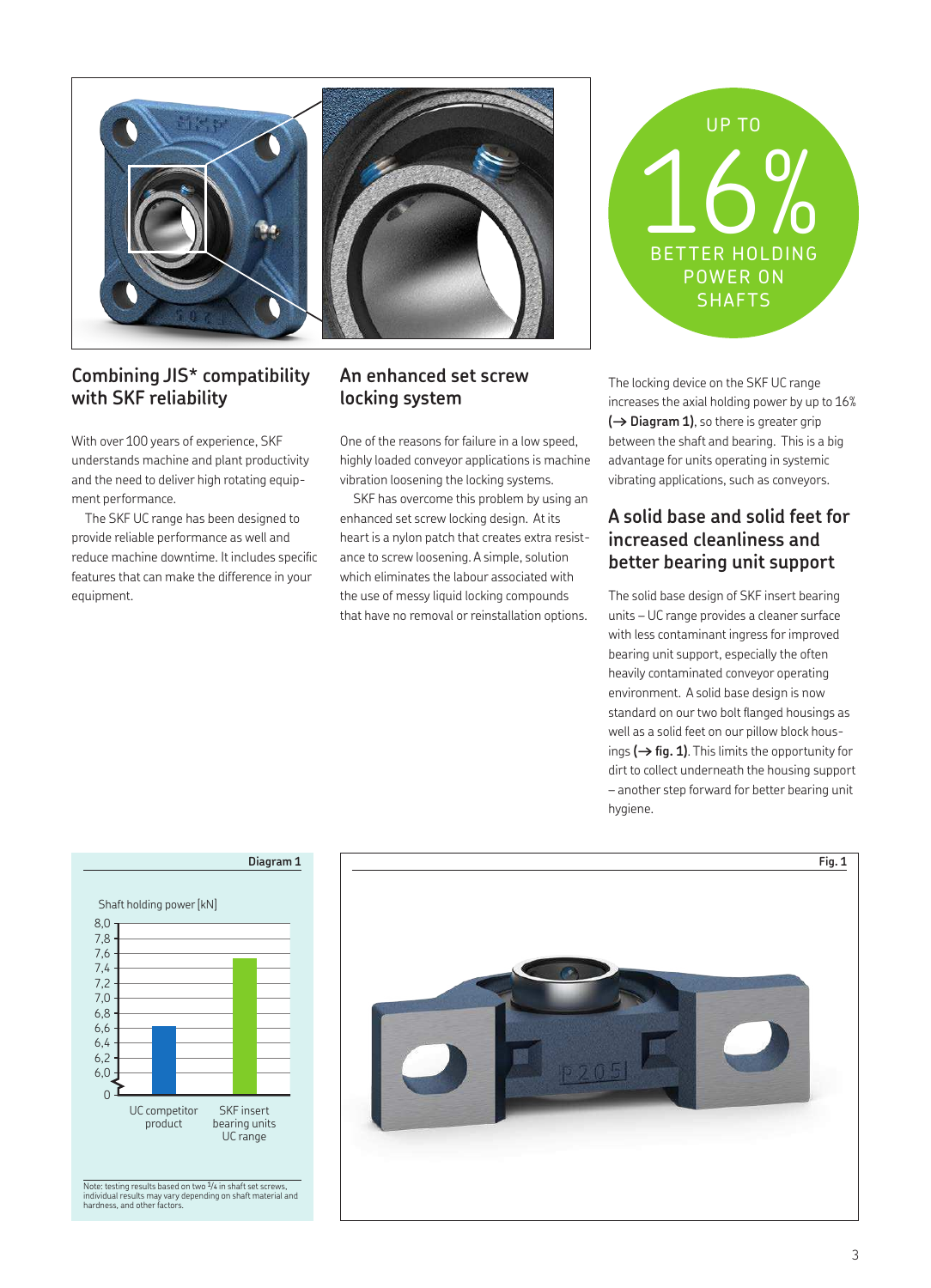UP TO

16%

BETTER HOLDING POWER ON SHAFTS

## Combining JIS* compatibility with SKF reliability

With over 100 years of experience, SKF understands machine and plant productivity and the need to deliver high rotating equipment performance.

The SKF UC range has been designed to provide reliable performance as well and reduce machine downtime. It includes specific features that can make the difference in your equipment.

## An enhanced set screw locking system

One of the reasons for failure in a low speed, highly loaded conveyor applications is machine vibration loosening the locking systems.

SKF has overcome this problem by using an enhanced set screw locking design. At its heart is a nylon patch that creates extra resistance to screw loosening. A simple, solution which eliminates the labour associated with the use of messy liquid locking compounds that have no removal or reinstallation options.

The locking device on the SKF UC range increases the axial holding power by up to 16% **(→ Diagram 1)**, so there is greater grip between the shaft and bearing. This is a big advantage for units operating in systemic vibrating applications, such as conveyors.

## A solid base and solid feet for increased cleanliness and better bearing unit support

The solid base design of SKF insert bearing units – UC range provides a cleaner surface with less contaminant ingress for improved bearing unit support, especially the often heavily contaminated conveyor operating environment. A solid base design is now standard on our two bolt flanged housings as well as a solid feet on our pillow block housings **(→ fig. 1)**. This limits the opportunity for dirt to collect underneath the housing support – another step forward for better bearing unit hygiene.

**Diagram 1**

Shaft holding power [kN]

| | Shaft holding power [kN] (approx.) |
|---|---|
| UC competitor product | 6,6 |
| SKF insert bearing units UC range | 7,6 |

Note: testing results based on two 1/4 in shaft set screws, individual results may vary depending on shaft material and hardness, and other factors.

**Fig. 1**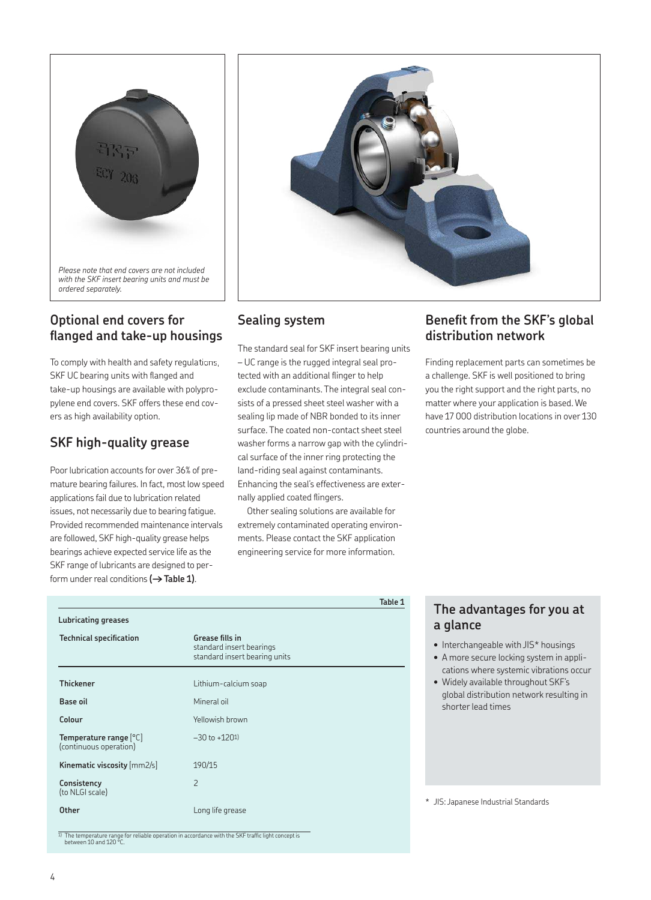*Please note that end covers are not included with the SKF insert bearing units and must be ordered separately.*

## Optional end covers for flanged and take-up housings

To comply with health and safety regulations, SKF UC bearing units with flanged and take-up housings are available with polypropylene end covers. SKF offers these end covers as high availability option.

## SKF high-quality grease

Poor lubrication accounts for over 36% of premature bearing failures. In fact, most low speed applications fail due to lubrication related issues, not necessarily due to bearing fatigue. Provided recommended maintenance intervals are followed, SKF high-quality grease helps bearings achieve expected service life as the SKF range of lubricants are designed to perform under real conditions **(→ Table 1)**.

## Sealing system

The standard seal for SKF insert bearing units – UC range is the rugged integral seal protected with an additional flinger to help exclude contaminants. The integral seal consists of a pressed sheet steel washer with a sealing lip made of NBR bonded to its inner surface. The coated non-contact sheet steel washer forms a narrow gap with the cylindrical surface of the inner ring protecting the land-riding seal against contaminants. Enhancing the seal's effectiveness are externally applied coated flingers.

Other sealing solutions are available for extremely contaminated operating environments. Please contact the SKF application engineering service for more information.

## Benefit from the SKF's global distribution network

Finding replacement parts can sometimes be a challenge. SKF is well positioned to bring you the right support and the right parts, no matter where your application is based. We have 17 000 distribution locations in over 130 countries around the globe.

**Table 1**

**Lubricating greases**

| **Technical specification** | **Grease fills in** standard insert bearings standard insert bearing units |
|---|---|
| **Thickener** | Lithium-calcium soap |
| **Base oil** | Mineral oil |
| **Colour** | Yellowish brown |
| **Temperature range** [°C] (continuous operation) | –30 to +120[1] |
| **Kinematic viscosity** [mm2/s] | 190/15 |
| **Consistency** (to NLGI scale) | 2 |
| **Other** | Long life grease |

[1] The temperature range for reliable operation in accordance with the SKF traffic light concept is between 10 and 120 °C.

## The advantages for you at a glance

- Interchangeable with JIS* housings
- A more secure locking system in applications where systemic vibrations occur
- Widely available throughout SKF's global distribution network resulting in shorter lead times

\* JIS: Japanese Industrial Standards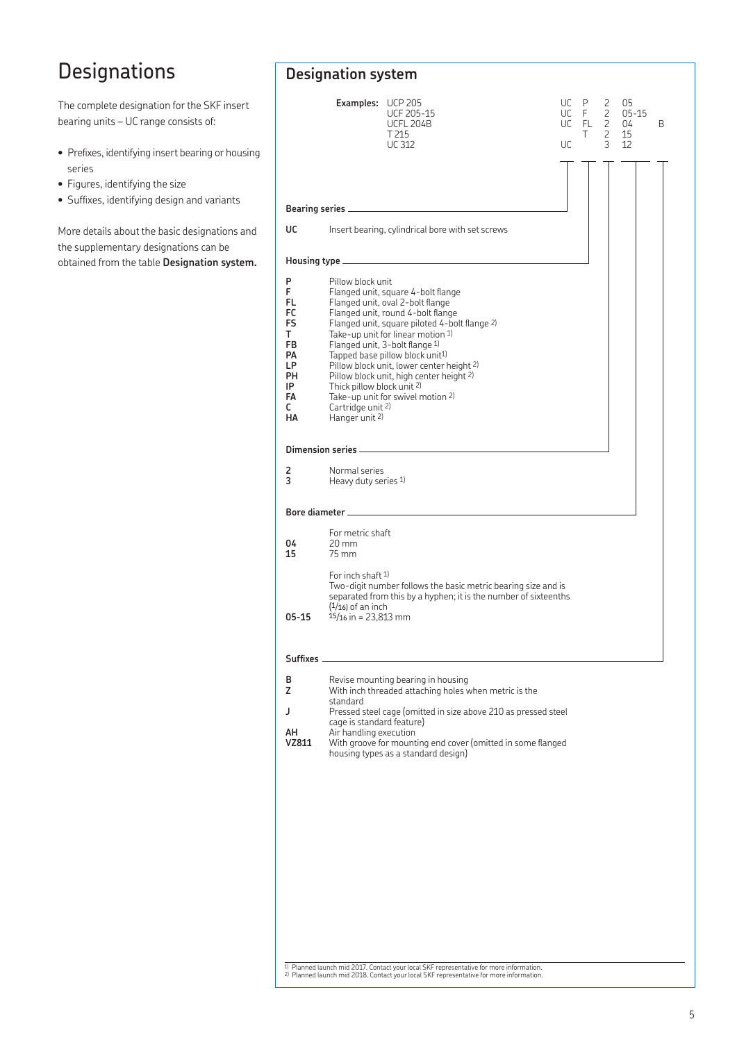# Designations

The complete designation for the SKF insert bearing units – UC range consists of:

- Prefixes, identifying insert bearing or housing series
- Figures, identifying the size
- Suffixes, identifying design and variants

More details about the basic designations and the supplementary designations can be obtained from the table **Designation system.**

## Designation system

**Examples:**

| Example | Bearing series | Housing type | Dimension series | Bore diameter | Suffixes |
|---|---|---|---|---|---|
| UCP 205 | UC | P | 2 | 05 | |
| UCF 205-15 | UC | F | 2 | 05-15 | |
| UCFL 204B | UC | FL | 2 | 04 | B |
| T 215 | | T | 2 | 15 | |
| UC 312 | UC | | 3 | 12 | |

**Bearing series**

| | |
|---|---|
| **UC** | Insert bearing, cylindrical bore with set screws |

**Housing type**

| | |
|---|---|
| **P** | Pillow block unit |
| **F** | Flanged unit, square 4-bolt flange |
| **FL** | Flanged unit, oval 2-bolt flange |
| **FC** | Flanged unit, round 4-bolt flange |
| **FS** | Flanged unit, square piloted 4-bolt flange [2] |
| **T** | Take-up unit for linear motion [1] |
| **FB** | Flanged unit, 3-bolt flange [1] |
| **PA** | Tapped base pillow block unit[1] |
| **LP** | Pillow block unit, lower center height [2] |
| **PH** | Pillow block unit, high center height [2] |
| **IP** | Thick pillow block unit [2] |
| **FA** | Take-up unit for swivel motion [2] |
| **C** | Cartridge unit [2] |
| **HA** | Hanger unit [2] |

**Dimension series**

| | |
|---|---|
| **2** | Normal series |
| **3** | Heavy duty series [1] |

**Bore diameter**

| | |
|---|---|
| | For metric shaft |
| **04** | 20 mm |
| **15** | 75 mm |
| | For inch shaft [1]<br>Two-digit number follows the basic metric bearing size and is separated from this by a hyphen; it is the number of sixteenths (1/16) of an inch |
| **05-15** | 15/16 in = 23,813 mm |

**Suffixes**

| | |
|---|---|
| **B** | Revise mounting bearing in housing |
| **Z** | With inch threaded attaching holes when metric is the standard |
| **J** | Pressed steel cage (omitted in size above 210 as pressed steel cage is standard feature) |
| **AH** | Air handling execution |
| **VZ811** | With groove for mounting end cover (omitted in some flanged housing types as a standard design) |

[1] Planned launch mid 2017. Contact your local SKF representative for more information.
[2] Planned launch mid 2018. Contact your local SKF representative for more information.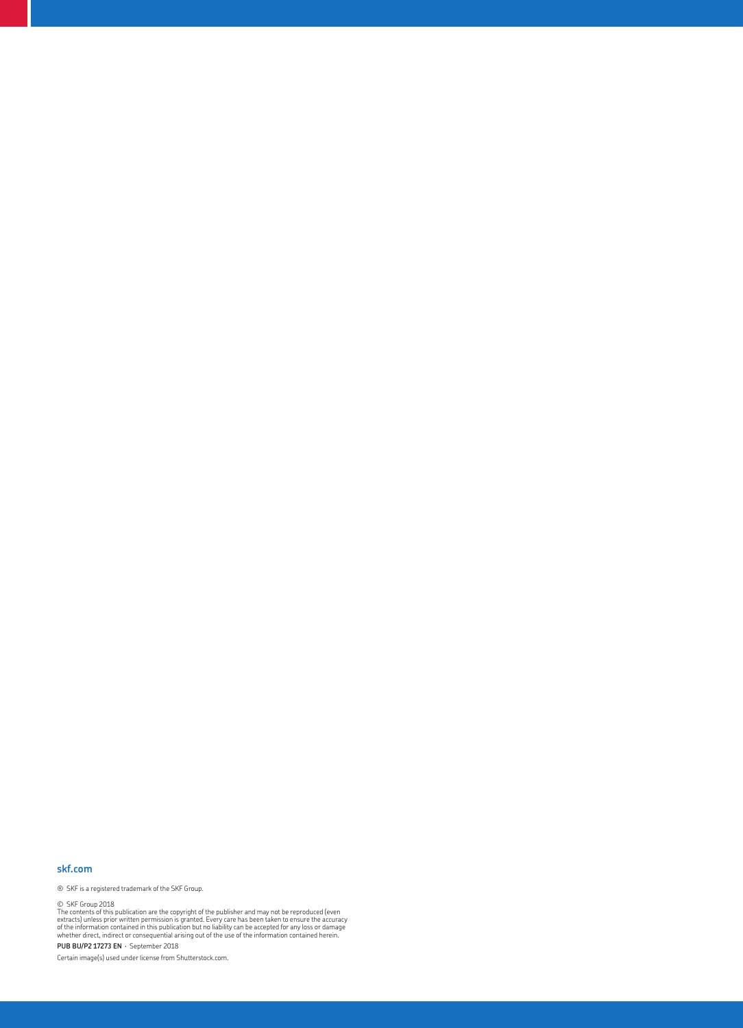**skf.com**

® SKF is a registered trademark of the SKF Group.

© SKF Group 2018
The contents of this publication are the copyright of the publisher and may not be reproduced (even extracts) unless prior written permission is granted. Every care has been taken to ensure the accuracy of the information contained in this publication but no liability can be accepted for any loss or damage whether direct, indirect or consequential arising out of the use of the information contained herein.

**PUB BU/P2 17273 EN** · September 2018

Certain image(s) used under license from Shutterstock.com.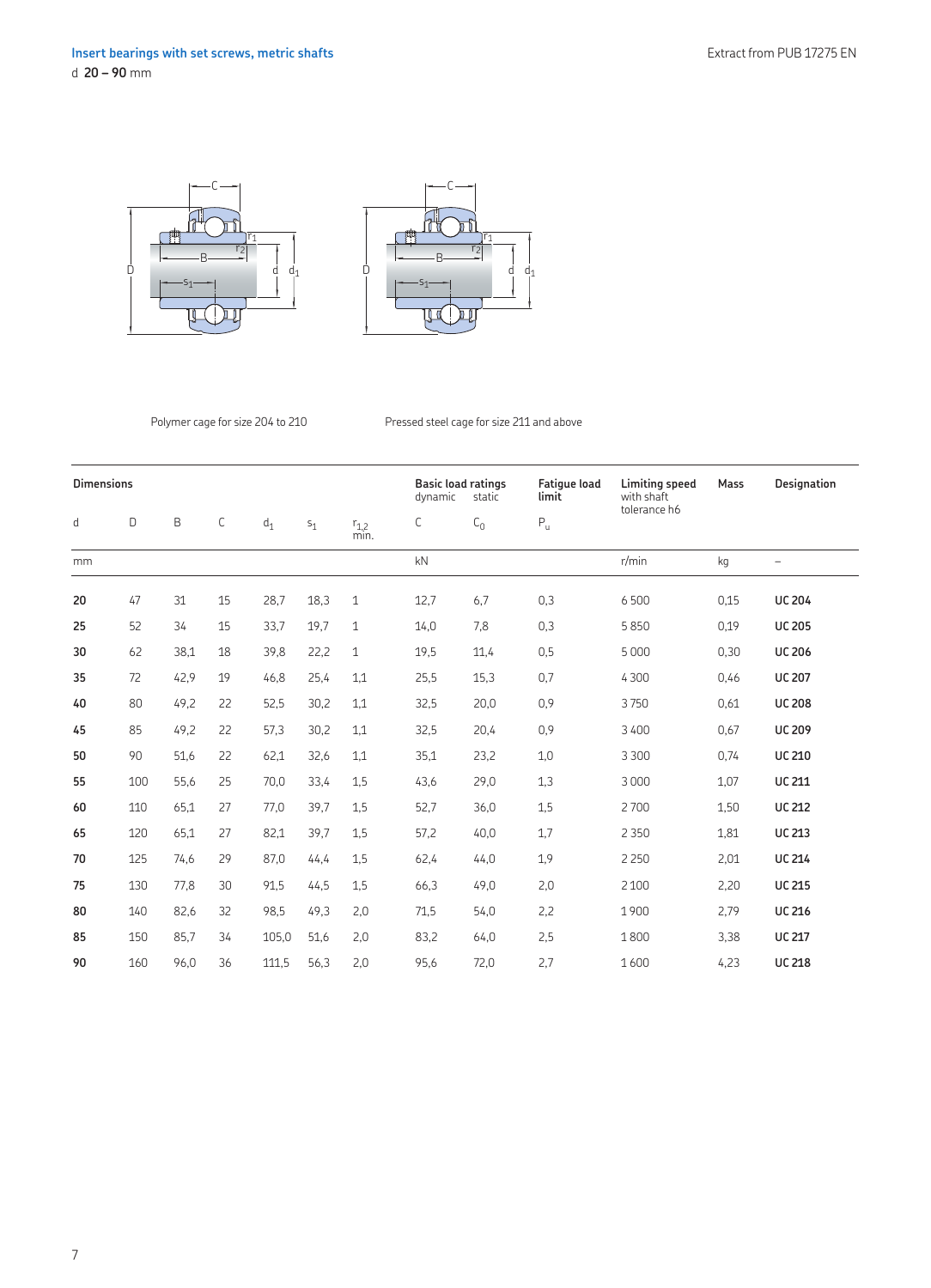## Insert bearings with set screws, metric shafts

d **20 – 90** mm

Polymer cage for size 204 to 210

Pressed steel cage for size 211 and above

| Dimensions | | | | | | | Basic load ratings dynamic | static | Fatigue load limit | Limiting speed with shaft tolerance h6 | Mass | Designation |
|---|---|---|---|---|---|---|---|---|---|---|---|---|
| d | D | B | C | $d_1$ | $s_1$ | $r_{1,2}$ min. | C | $C_0$ | $P_u$ | | | |
| mm | | | | | | | kN | | | r/min | kg | – |
| **20** | 47 | 31 | 15 | 28,7 | 18,3 | 1 | 12,7 | 6,7 | 0,3 | 6 500 | 0,15 | **UC 204** |
| **25** | 52 | 34 | 15 | 33,7 | 19,7 | 1 | 14,0 | 7,8 | 0,3 | 5 850 | 0,19 | **UC 205** |
| **30** | 62 | 38,1 | 18 | 39,8 | 22,2 | 1 | 19,5 | 11,4 | 0,5 | 5 000 | 0,30 | **UC 206** |
| **35** | 72 | 42,9 | 19 | 46,8 | 25,4 | 1,1 | 25,5 | 15,3 | 0,7 | 4 300 | 0,46 | **UC 207** |
| **40** | 80 | 49,2 | 22 | 52,5 | 30,2 | 1,1 | 32,5 | 20,0 | 0,9 | 3 750 | 0,61 | **UC 208** |
| **45** | 85 | 49,2 | 22 | 57,3 | 30,2 | 1,1 | 32,5 | 20,4 | 0,9 | 3 400 | 0,67 | **UC 209** |
| **50** | 90 | 51,6 | 22 | 62,1 | 32,6 | 1,1 | 35,1 | 23,2 | 1,0 | 3 300 | 0,74 | **UC 210** |
| **55** | 100 | 55,6 | 25 | 70,0 | 33,4 | 1,5 | 43,6 | 29,0 | 1,3 | 3 000 | 1,07 | **UC 211** |
| **60** | 110 | 65,1 | 27 | 77,0 | 39,7 | 1,5 | 52,7 | 36,0 | 1,5 | 2 700 | 1,50 | **UC 212** |
| **65** | 120 | 65,1 | 27 | 82,1 | 39,7 | 1,5 | 57,2 | 40,0 | 1,7 | 2 350 | 1,81 | **UC 213** |
| **70** | 125 | 74,6 | 29 | 87,0 | 44,4 | 1,5 | 62,4 | 44,0 | 1,9 | 2 250 | 2,01 | **UC 214** |
| **75** | 130 | 77,8 | 30 | 91,5 | 44,5 | 1,5 | 66,3 | 49,0 | 2,0 | 2 100 | 2,20 | **UC 215** |
| **80** | 140 | 82,6 | 32 | 98,5 | 49,3 | 2,0 | 71,5 | 54,0 | 2,2 | 1 900 | 2,79 | **UC 216** |
| **85** | 150 | 85,7 | 34 | 105,0 | 51,6 | 2,0 | 83,2 | 64,0 | 2,5 | 1 800 | 3,38 | **UC 217** |
| **90** | 160 | 96,0 | 36 | 111,5 | 56,3 | 2,0 | 95,6 | 72,0 | 2,7 | 1 600 | 4,23 | **UC 218** |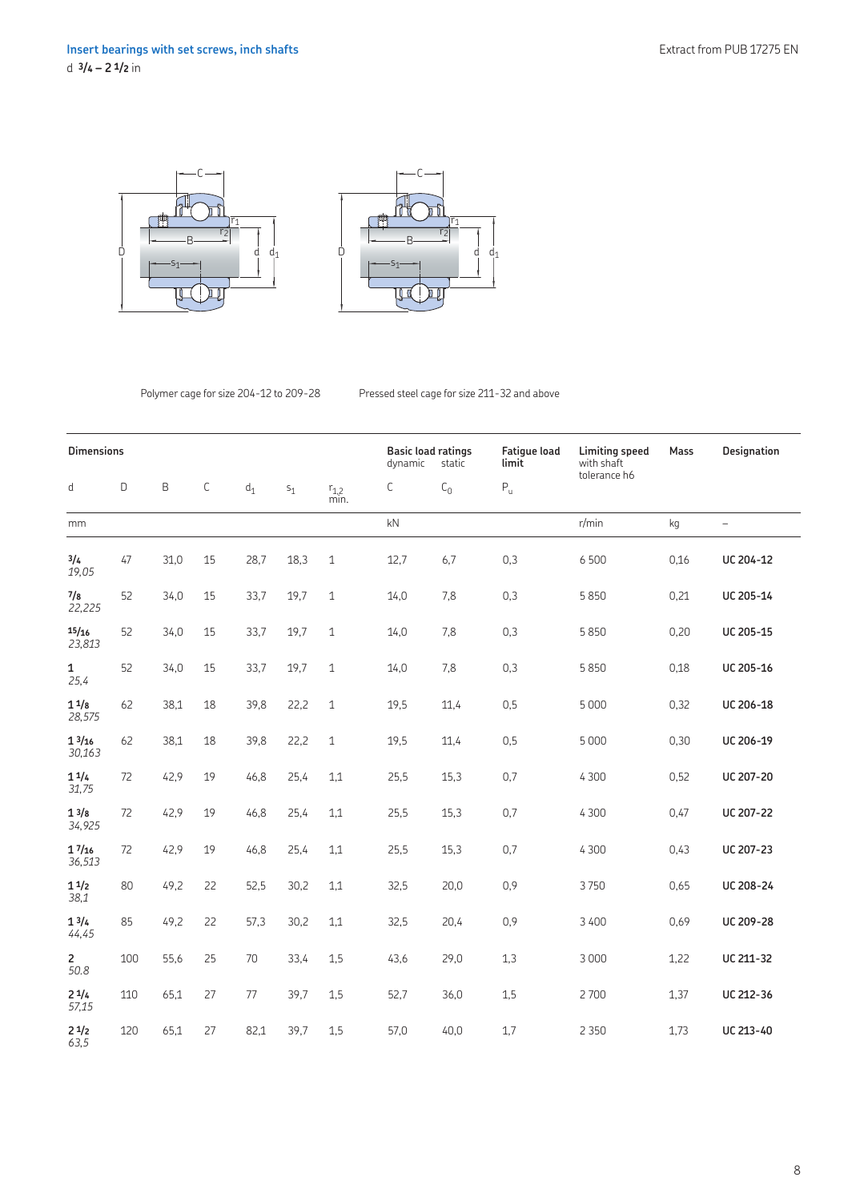## Insert bearings with set screws, inch shafts

d 3/4 – 2 1/2 in

Polymer cage for size 204-12 to 209-28

Pressed steel cage for size 211-32 and above

| Dimensions | | | | | | | Basic load ratings dynamic | static | Fatigue load limit | Limiting speed with shaft tolerance h6 | Mass | Designation |
|---|---|---|---|---|---|---|---|---|---|---|---|---|
| d | D | B | C | $d_1$ | $s_1$ | $r_{1,2}$ min. | C | $C_0$ | $P_u$ | | | |
| mm | | | | | | | kN | | | r/min | kg | – |
| 3/4 *19,05* | 47 | 31,0 | 15 | 28,7 | 18,3 | 1 | 12,7 | 6,7 | 0,3 | 6 500 | 0,16 | **UC 204-12** |
| 7/8 *22,225* | 52 | 34,0 | 15 | 33,7 | 19,7 | 1 | 14,0 | 7,8 | 0,3 | 5 850 | 0,21 | **UC 205-14** |
| 15/16 *23,813* | 52 | 34,0 | 15 | 33,7 | 19,7 | 1 | 14,0 | 7,8 | 0,3 | 5 850 | 0,20 | **UC 205-15** |
| 1 *25,4* | 52 | 34,0 | 15 | 33,7 | 19,7 | 1 | 14,0 | 7,8 | 0,3 | 5 850 | 0,18 | **UC 205-16** |
| 1 1/8 *28,575* | 62 | 38,1 | 18 | 39,8 | 22,2 | 1 | 19,5 | 11,4 | 0,5 | 5 000 | 0,32 | **UC 206-18** |
| 1 3/16 *30,163* | 62 | 38,1 | 18 | 39,8 | 22,2 | 1 | 19,5 | 11,4 | 0,5 | 5 000 | 0,30 | **UC 206-19** |
| 1 1/4 *31,75* | 72 | 42,9 | 19 | 46,8 | 25,4 | 1,1 | 25,5 | 15,3 | 0,7 | 4 300 | 0,52 | **UC 207-20** |
| 1 3/8 *34,925* | 72 | 42,9 | 19 | 46,8 | 25,4 | 1,1 | 25,5 | 15,3 | 0,7 | 4 300 | 0,47 | **UC 207-22** |
| 1 7/16 *36,513* | 72 | 42,9 | 19 | 46,8 | 25,4 | 1,1 | 25,5 | 15,3 | 0,7 | 4 300 | 0,43 | **UC 207-23** |
| 1 1/2 *38,1* | 80 | 49,2 | 22 | 52,5 | 30,2 | 1,1 | 32,5 | 20,0 | 0,9 | 3 750 | 0,65 | **UC 208-24** |
| 1 3/4 *44,45* | 85 | 49,2 | 22 | 57,3 | 30,2 | 1,1 | 32,5 | 20,4 | 0,9 | 3 400 | 0,69 | **UC 209-28** |
| 2 *50.8* | 100 | 55,6 | 25 | 70 | 33,4 | 1,5 | 43,6 | 29,0 | 1,3 | 3 000 | 1,22 | **UC 211-32** |
| 2 1/4 *57,15* | 110 | 65,1 | 27 | 77 | 39,7 | 1,5 | 52,7 | 36,0 | 1,5 | 2 700 | 1,37 | **UC 212-36** |
| 2 1/2 *63,5* | 120 | 65,1 | 27 | 82,1 | 39,7 | 1,5 | 57,0 | 40,0 | 1,7 | 2 350 | 1,73 | **UC 213-40** |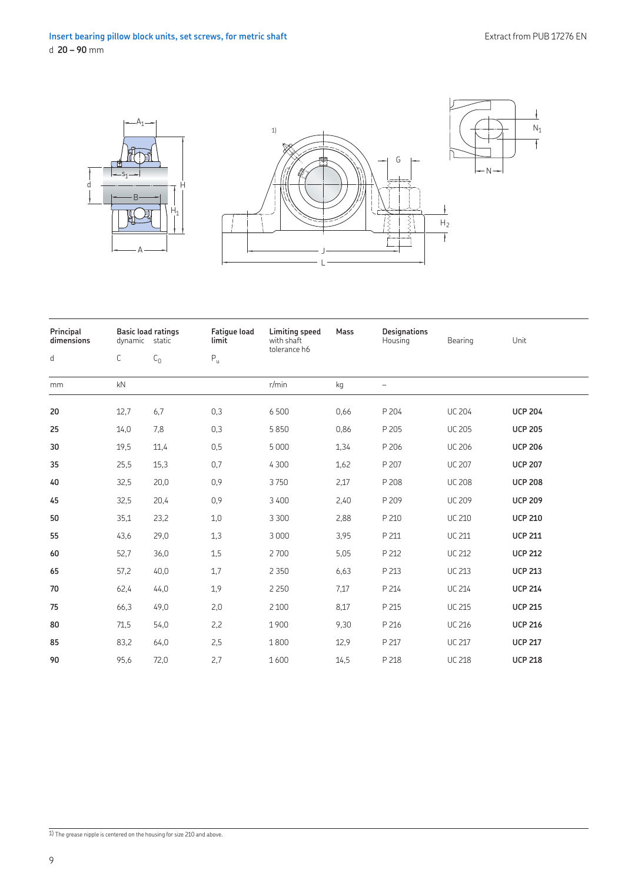## Insert bearing pillow block units, set screws, for metric shaft

d **20 – 90** mm

| Principal dimensions | Basic load ratings dynamic | static | Fatigue load limit | Limiting speed with shaft tolerance h6 | Mass | Designations Housing | Bearing | Unit |
|---|---|---|---|---|---|---|---|---|
| d | C | $C_0$ | $P_u$ | | | | | |
| mm | kN | | | r/min | kg | – | | |
| **20** | 12,7 | 6,7 | 0,3 | 6 500 | 0,66 | P 204 | UC 204 | **UCP 204** |
| **25** | 14,0 | 7,8 | 0,3 | 5 850 | 0,86 | P 205 | UC 205 | **UCP 205** |
| **30** | 19,5 | 11,4 | 0,5 | 5 000 | 1,34 | P 206 | UC 206 | **UCP 206** |
| **35** | 25,5 | 15,3 | 0,7 | 4 300 | 1,62 | P 207 | UC 207 | **UCP 207** |
| **40** | 32,5 | 20,0 | 0,9 | 3 750 | 2,17 | P 208 | UC 208 | **UCP 208** |
| **45** | 32,5 | 20,4 | 0,9 | 3 400 | 2,40 | P 209 | UC 209 | **UCP 209** |
| **50** | 35,1 | 23,2 | 1,0 | 3 300 | 2,88 | P 210 | UC 210 | **UCP 210** |
| **55** | 43,6 | 29,0 | 1,3 | 3 000 | 3,95 | P 211 | UC 211 | **UCP 211** |
| **60** | 52,7 | 36,0 | 1,5 | 2 700 | 5,05 | P 212 | UC 212 | **UCP 212** |
| **65** | 57,2 | 40,0 | 1,7 | 2 350 | 6,63 | P 213 | UC 213 | **UCP 213** |
| **70** | 62,4 | 44,0 | 1,9 | 2 250 | 7,17 | P 214 | UC 214 | **UCP 214** |
| **75** | 66,3 | 49,0 | 2,0 | 2 100 | 8,17 | P 215 | UC 215 | **UCP 215** |
| **80** | 71,5 | 54,0 | 2,2 | 1 900 | 9,30 | P 216 | UC 216 | **UCP 216** |
| **85** | 83,2 | 64,0 | 2,5 | 1 800 | 12,9 | P 217 | UC 217 | **UCP 217** |
| **90** | 95,6 | 72,0 | 2,7 | 1 600 | 14,5 | P 218 | UC 218 | **UCP 218** |

1) The grease nipple is centered on the housing for size 210 and above.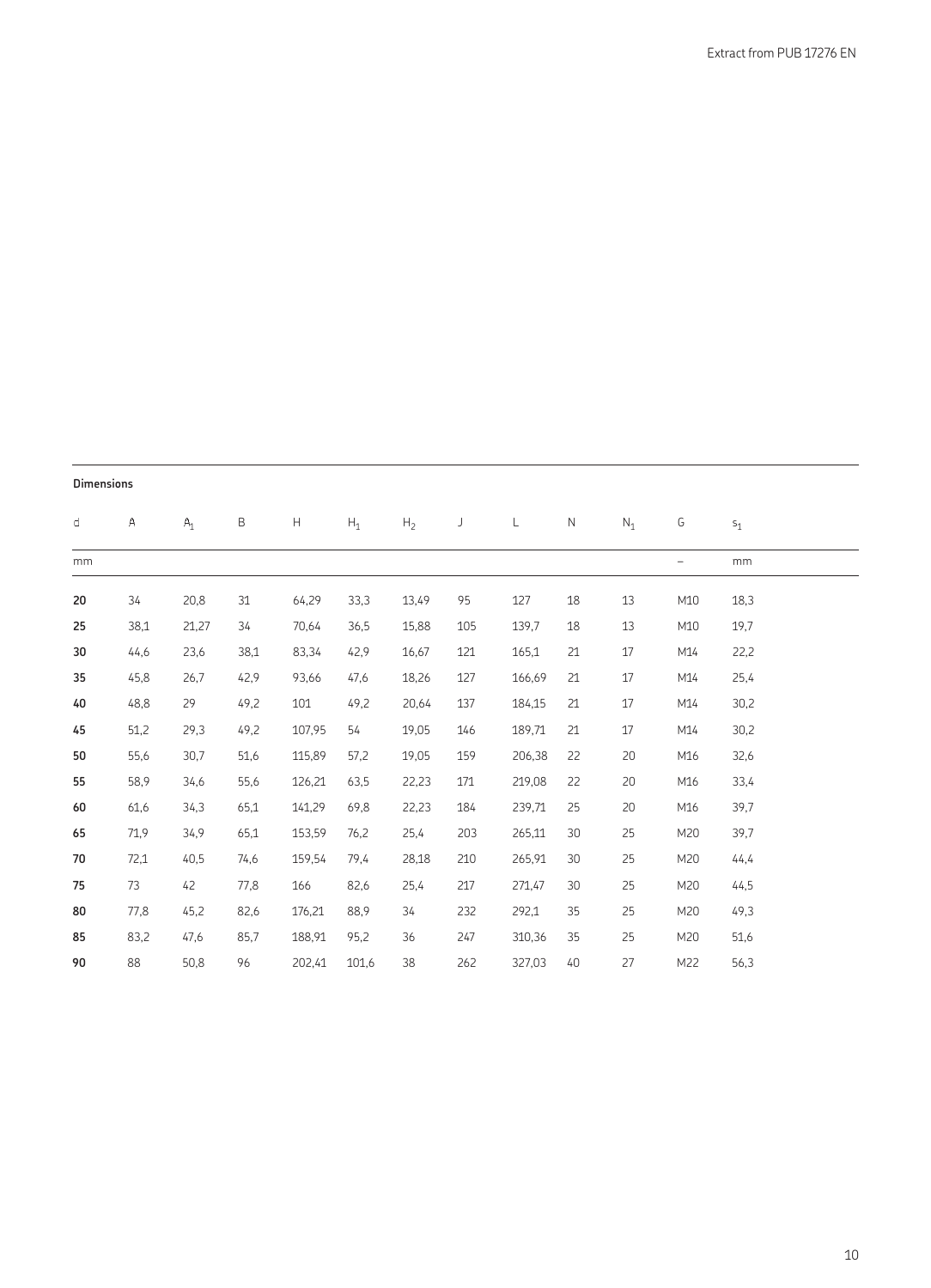**Dimensions**

| d | A | $A_1$ | B | H | $H_1$ | $H_2$ | J | L | N | $N_1$ | G | $s_1$ |
|---|---|---|---|---|---|---|---|---|---|---|---|---|
| mm | | | | | | | | | | | – | mm |
| **20** | 34 | 20,8 | 31 | 64,29 | 33,3 | 13,49 | 95 | 127 | 18 | 13 | M10 | 18,3 |
| **25** | 38,1 | 21,27 | 34 | 70,64 | 36,5 | 15,88 | 105 | 139,7 | 18 | 13 | M10 | 19,7 |
| **30** | 44,6 | 23,6 | 38,1 | 83,34 | 42,9 | 16,67 | 121 | 165,1 | 21 | 17 | M14 | 22,2 |
| **35** | 45,8 | 26,7 | 42,9 | 93,66 | 47,6 | 18,26 | 127 | 166,69 | 21 | 17 | M14 | 25,4 |
| **40** | 48,8 | 29 | 49,2 | 101 | 49,2 | 20,64 | 137 | 184,15 | 21 | 17 | M14 | 30,2 |
| **45** | 51,2 | 29,3 | 49,2 | 107,95 | 54 | 19,05 | 146 | 189,71 | 21 | 17 | M14 | 30,2 |
| **50** | 55,6 | 30,7 | 51,6 | 115,89 | 57,2 | 19,05 | 159 | 206,38 | 22 | 20 | M16 | 32,6 |
| **55** | 58,9 | 34,6 | 55,6 | 126,21 | 63,5 | 22,23 | 171 | 219,08 | 22 | 20 | M16 | 33,4 |
| **60** | 61,6 | 34,3 | 65,1 | 141,29 | 69,8 | 22,23 | 184 | 239,71 | 25 | 20 | M16 | 39,7 |
| **65** | 71,9 | 34,9 | 65,1 | 153,59 | 76,2 | 25,4 | 203 | 265,11 | 30 | 25 | M20 | 39,7 |
| **70** | 72,1 | 40,5 | 74,6 | 159,54 | 79,4 | 28,18 | 210 | 265,91 | 30 | 25 | M20 | 44,4 |
| **75** | 73 | 42 | 77,8 | 166 | 82,6 | 25,4 | 217 | 271,47 | 30 | 25 | M20 | 44,5 |
| **80** | 77,8 | 45,2 | 82,6 | 176,21 | 88,9 | 34 | 232 | 292,1 | 35 | 25 | M20 | 49,3 |
| **85** | 83,2 | 47,6 | 85,7 | 188,91 | 95,2 | 36 | 247 | 310,36 | 35 | 25 | M20 | 51,6 |
| **90** | 88 | 50,8 | 96 | 202,41 | 101,6 | 38 | 262 | 327,03 | 40 | 27 | M22 | 56,3 |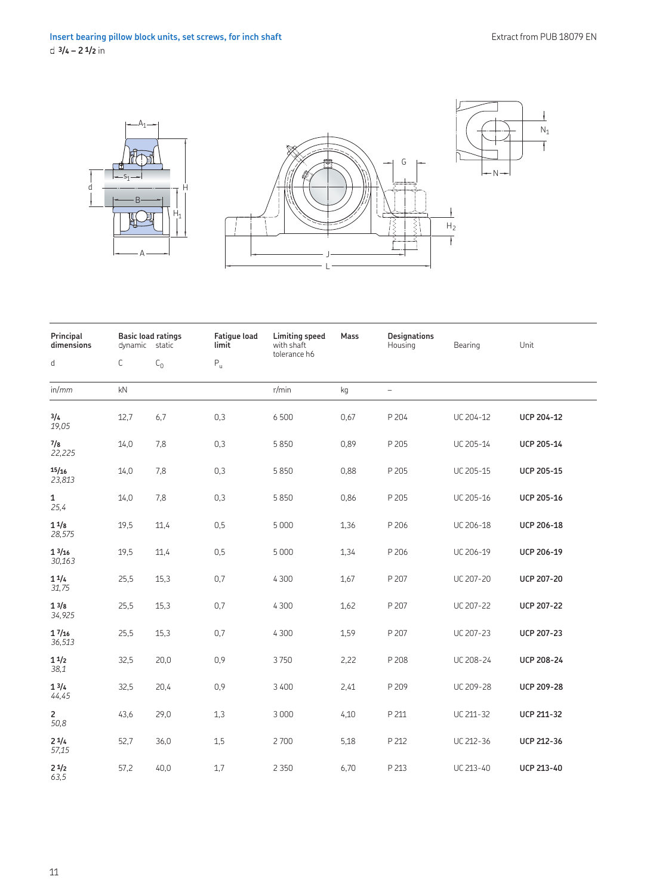## Insert bearing pillow block units, set screws, for inch shaft

d 3/4 – 2 1/2 in

| Principal dimensions | Basic load ratings dynamic | static | Fatigue load limit | Limiting speed with shaft tolerance h6 | Mass | Designations Housing | Bearing | Unit |
|---|---|---|---|---|---|---|---|---|
| d | C | $C_0$ | $P_u$ | | | | | |
| in/mm | kN | | | r/min | kg | – | | |
| 3/4 *19,05* | 12,7 | 6,7 | 0,3 | 6 500 | 0,67 | P 204 | UC 204-12 | **UCP 204-12** |
| 7/8 *22,225* | 14,0 | 7,8 | 0,3 | 5 850 | 0,89 | P 205 | UC 205-14 | **UCP 205-14** |
| 15/16 *23,813* | 14,0 | 7,8 | 0,3 | 5 850 | 0,88 | P 205 | UC 205-15 | **UCP 205-15** |
| 1 *25,4* | 14,0 | 7,8 | 0,3 | 5 850 | 0,86 | P 205 | UC 205-16 | **UCP 205-16** |
| 1 1/8 *28,575* | 19,5 | 11,4 | 0,5 | 5 000 | 1,36 | P 206 | UC 206-18 | **UCP 206-18** |
| 1 3/16 *30,163* | 19,5 | 11,4 | 0,5 | 5 000 | 1,34 | P 206 | UC 206-19 | **UCP 206-19** |
| 1 1/4 *31,75* | 25,5 | 15,3 | 0,7 | 4 300 | 1,67 | P 207 | UC 207-20 | **UCP 207-20** |
| 1 3/8 *34,925* | 25,5 | 15,3 | 0,7 | 4 300 | 1,62 | P 207 | UC 207-22 | **UCP 207-22** |
| 1 7/16 *36,513* | 25,5 | 15,3 | 0,7 | 4 300 | 1,59 | P 207 | UC 207-23 | **UCP 207-23** |
| 1 1/2 *38,1* | 32,5 | 20,0 | 0,9 | 3 750 | 2,22 | P 208 | UC 208-24 | **UCP 208-24** |
| 1 3/4 *44,45* | 32,5 | 20,4 | 0,9 | 3 400 | 2,41 | P 209 | UC 209-28 | **UCP 209-28** |
| 2 *50,8* | 43,6 | 29,0 | 1,3 | 3 000 | 4,10 | P 211 | UC 211-32 | **UCP 211-32** |
| 2 1/4 *57,15* | 52,7 | 36,0 | 1,5 | 2 700 | 5,18 | P 212 | UC 212-36 | **UCP 212-36** |
| 2 1/2 *63,5* | 57,2 | 40,0 | 1,7 | 2 350 | 6,70 | P 213 | UC 213-40 | **UCP 213-40** |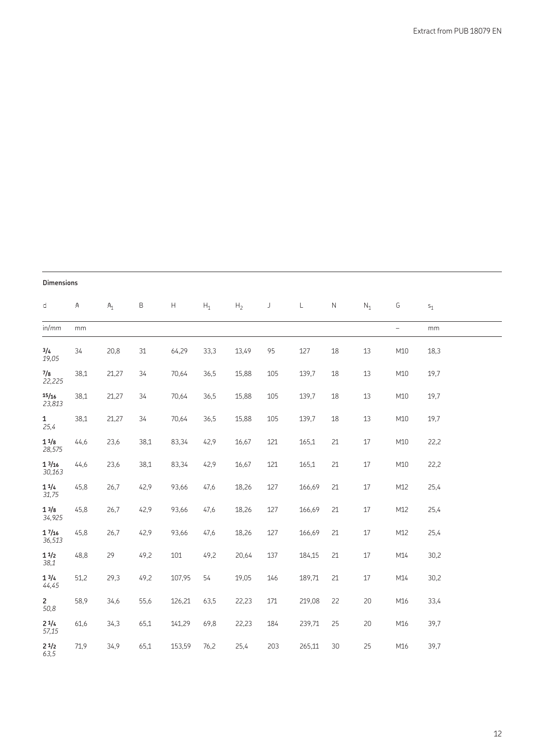**Dimensions**

| d | A | $A_1$ | B | H | $H_1$ | $H_2$ | J | L | N | $N_1$ | G | $s_1$ |
|---|---|---|---|---|---|---|---|---|---|---|---|---|
| in/*mm* | mm | | | | | | | | | | – | mm |
| **3/4** *19,05* | 34 | 20,8 | 31 | 64,29 | 33,3 | 13,49 | 95 | 127 | 18 | 13 | M10 | 18,3 |
| **7/8** *22,225* | 38,1 | 21,27 | 34 | 70,64 | 36,5 | 15,88 | 105 | 139,7 | 18 | 13 | M10 | 19,7 |
| **15/16** *23,813* | 38,1 | 21,27 | 34 | 70,64 | 36,5 | 15,88 | 105 | 139,7 | 18 | 13 | M10 | 19,7 |
| **1** *25,4* | 38,1 | 21,27 | 34 | 70,64 | 36,5 | 15,88 | 105 | 139,7 | 18 | 13 | M10 | 19,7 |
| **1 1/8** *28,575* | 44,6 | 23,6 | 38,1 | 83,34 | 42,9 | 16,67 | 121 | 165,1 | 21 | 17 | M10 | 22,2 |
| **1 3/16** *30,163* | 44,6 | 23,6 | 38,1 | 83,34 | 42,9 | 16,67 | 121 | 165,1 | 21 | 17 | M10 | 22,2 |
| **1 1/4** *31,75* | 45,8 | 26,7 | 42,9 | 93,66 | 47,6 | 18,26 | 127 | 166,69 | 21 | 17 | M12 | 25,4 |
| **1 3/8** *34,925* | 45,8 | 26,7 | 42,9 | 93,66 | 47,6 | 18,26 | 127 | 166,69 | 21 | 17 | M12 | 25,4 |
| **1 7/16** *36,513* | 45,8 | 26,7 | 42,9 | 93,66 | 47,6 | 18,26 | 127 | 166,69 | 21 | 17 | M12 | 25,4 |
| **1 1/2** *38,1* | 48,8 | 29 | 49,2 | 101 | 49,2 | 20,64 | 137 | 184,15 | 21 | 17 | M14 | 30,2 |
| **1 3/4** *44,45* | 51,2 | 29,3 | 49,2 | 107,95 | 54 | 19,05 | 146 | 189,71 | 21 | 17 | M14 | 30,2 |
| **2** *50,8* | 58,9 | 34,6 | 55,6 | 126,21 | 63,5 | 22,23 | 171 | 219,08 | 22 | 20 | M16 | 33,4 |
| **2 1/4** *57,15* | 61,6 | 34,3 | 65,1 | 141,29 | 69,8 | 22,23 | 184 | 239,71 | 25 | 20 | M16 | 39,7 |
| **2 1/2** *63,5* | 71,9 | 34,9 | 65,1 | 153,59 | 76,2 | 25,4 | 203 | 265,11 | 30 | 25 | M16 | 39,7 |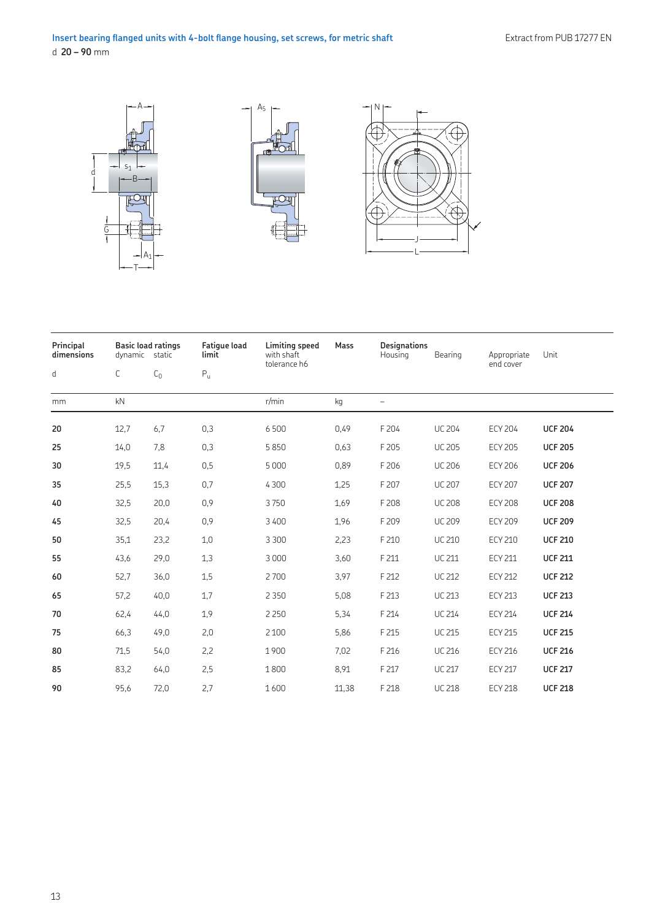# Insert bearing flanged units with 4-bolt flange housing, set screws, for metric shaft

d **20 – 90** mm

| Principal dimensions | Basic load ratings | | Fatigue load limit | Limiting speed with shaft tolerance h6 | Mass | Designations | | | |
|---|---|---|---|---|---|---|---|---|---|
| | dynamic | static | | | | Housing | Bearing | Appropriate end cover | Unit |
| d | C | $C_0$ | $P_u$ | | | | | | |
| mm | kN | | | r/min | kg | – | | | |
| **20** | 12,7 | 6,7 | 0,3 | 6 500 | 0,49 | F 204 | UC 204 | ECY 204 | **UCF 204** |
| **25** | 14,0 | 7,8 | 0,3 | 5 850 | 0,63 | F 205 | UC 205 | ECY 205 | **UCF 205** |
| **30** | 19,5 | 11,4 | 0,5 | 5 000 | 0,89 | F 206 | UC 206 | ECY 206 | **UCF 206** |
| **35** | 25,5 | 15,3 | 0,7 | 4 300 | 1,25 | F 207 | UC 207 | ECY 207 | **UCF 207** |
| **40** | 32,5 | 20,0 | 0,9 | 3 750 | 1,69 | F 208 | UC 208 | ECY 208 | **UCF 208** |
| **45** | 32,5 | 20,4 | 0,9 | 3 400 | 1,96 | F 209 | UC 209 | ECY 209 | **UCF 209** |
| **50** | 35,1 | 23,2 | 1,0 | 3 300 | 2,23 | F 210 | UC 210 | ECY 210 | **UCF 210** |
| **55** | 43,6 | 29,0 | 1,3 | 3 000 | 3,60 | F 211 | UC 211 | ECY 211 | **UCF 211** |
| **60** | 52,7 | 36,0 | 1,5 | 2 700 | 3,97 | F 212 | UC 212 | ECY 212 | **UCF 212** |
| **65** | 57,2 | 40,0 | 1,7 | 2 350 | 5,08 | F 213 | UC 213 | ECY 213 | **UCF 213** |
| **70** | 62,4 | 44,0 | 1,9 | 2 250 | 5,34 | F 214 | UC 214 | ECY 214 | **UCF 214** |
| **75** | 66,3 | 49,0 | 2,0 | 2 100 | 5,86 | F 215 | UC 215 | ECY 215 | **UCF 215** |
| **80** | 71,5 | 54,0 | 2,2 | 1 900 | 7,02 | F 216 | UC 216 | ECY 216 | **UCF 216** |
| **85** | 83,2 | 64,0 | 2,5 | 1 800 | 8,91 | F 217 | UC 217 | ECY 217 | **UCF 217** |
| **90** | 95,6 | 72,0 | 2,7 | 1 600 | 11,38 | F 218 | UC 218 | ECY 218 | **UCF 218** |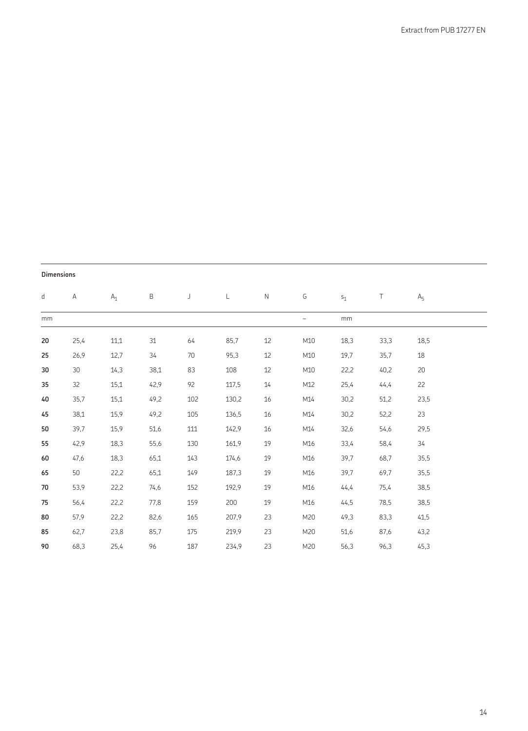**Dimensions**

| d | A | $A_1$ | B | J | L | N | G | $s_1$ | T | $A_5$ |
|---|---|---|---|---|---|---|---|---|---|---|
| mm | | | | | | | – | mm | | |
| **20** | 25,4 | 11,1 | 31 | 64 | 85,7 | 12 | M10 | 18,3 | 33,3 | 18,5 |
| **25** | 26,9 | 12,7 | 34 | 70 | 95,3 | 12 | M10 | 19,7 | 35,7 | 18 |
| **30** | 30 | 14,3 | 38,1 | 83 | 108 | 12 | M10 | 22,2 | 40,2 | 20 |
| **35** | 32 | 15,1 | 42,9 | 92 | 117,5 | 14 | M12 | 25,4 | 44,4 | 22 |
| **40** | 35,7 | 15,1 | 49,2 | 102 | 130,2 | 16 | M14 | 30,2 | 51,2 | 23,5 |
| **45** | 38,1 | 15,9 | 49,2 | 105 | 136,5 | 16 | M14 | 30,2 | 52,2 | 23 |
| **50** | 39,7 | 15,9 | 51,6 | 111 | 142,9 | 16 | M14 | 32,6 | 54,6 | 29,5 |
| **55** | 42,9 | 18,3 | 55,6 | 130 | 161,9 | 19 | M16 | 33,4 | 58,4 | 34 |
| **60** | 47,6 | 18,3 | 65,1 | 143 | 174,6 | 19 | M16 | 39,7 | 68,7 | 35,5 |
| **65** | 50 | 22,2 | 65,1 | 149 | 187,3 | 19 | M16 | 39,7 | 69,7 | 35,5 |
| **70** | 53,9 | 22,2 | 74,6 | 152 | 192,9 | 19 | M16 | 44,4 | 75,4 | 38,5 |
| **75** | 56,4 | 22,2 | 77,8 | 159 | 200 | 19 | M16 | 44,5 | 78,5 | 38,5 |
| **80** | 57,9 | 22,2 | 82,6 | 165 | 207,9 | 23 | M20 | 49,3 | 83,3 | 41,5 |
| **85** | 62,7 | 23,8 | 85,7 | 175 | 219,9 | 23 | M20 | 51,6 | 87,6 | 43,2 |
| **90** | 68,3 | 25,4 | 96 | 187 | 234,9 | 23 | M20 | 56,3 | 96,3 | 45,3 |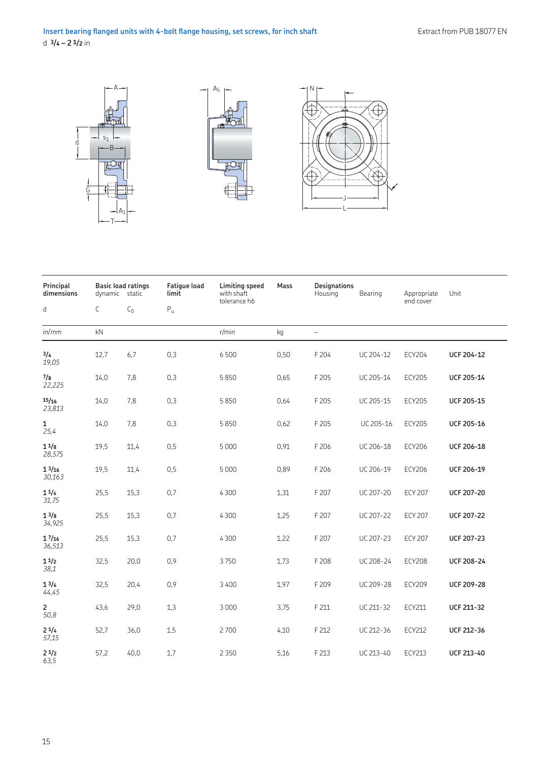## Insert bearing flanged units with 4-bolt flange housing, set screws, for inch shaft

d 3/4 – 2 1/2 in

| Principal dimensions | Basic load ratings | | Fatigue load limit | Limiting speed with shaft tolerance h6 | Mass | Designations | | | |
|---|---|---|---|---|---|---|---|---|---|
| | dynamic | static | | | | Housing | Bearing | Appropriate end cover | Unit |
| d | C | $C_0$ | $P_u$ | | | | | | |
| in/mm | kN | | | r/min | kg | – | | | |
| **3/4** *19,05* | 12,7 | 6,7 | 0,3 | 6 500 | 0,50 | F 204 | UC 204-12 | ECY204 | **UCF 204-12** |
| **7/8** *22,225* | 14,0 | 7,8 | 0,3 | 5 850 | 0,65 | F 205 | UC 205-14 | ECY205 | **UCF 205-14** |
| **15/16** *23,813* | 14,0 | 7,8 | 0,3 | 5 850 | 0,64 | F 205 | UC 205-15 | ECY205 | **UCF 205-15** |
| **1** *25,4* | 14,0 | 7,8 | 0,3 | 5 850 | 0,62 | F 205 | UC 205-16 | ECY205 | **UCF 205-16** |
| **1 1/8** *28,575* | 19,5 | 11,4 | 0,5 | 5 000 | 0,91 | F 206 | UC 206-18 | ECY206 | **UCF 206-18** |
| **1 3/16** *30,163* | 19,5 | 11,4 | 0,5 | 5 000 | 0,89 | F 206 | UC 206-19 | ECY206 | **UCF 206-19** |
| **1 1/4** *31,75* | 25,5 | 15,3 | 0,7 | 4 300 | 1,31 | F 207 | UC 207-20 | ECY 207 | **UCF 207-20** |
| **1 3/8** *34,925* | 25,5 | 15,3 | 0,7 | 4 300 | 1,25 | F 207 | UC 207-22 | ECY 207 | **UCF 207-22** |
| **1 7/16** *36,513* | 25,5 | 15,3 | 0,7 | 4 300 | 1,22 | F 207 | UC 207-23 | ECY 207 | **UCF 207-23** |
| **1 1/2** *38,1* | 32,5 | 20,0 | 0,9 | 3 750 | 1,73 | F 208 | UC 208-24 | ECY208 | **UCF 208-24** |
| **1 3/4** *44,45* | 32,5 | 20,4 | 0,9 | 3 400 | 1,97 | F 209 | UC 209-28 | ECY209 | **UCF 209-28** |
| **2** *50,8* | 43,6 | 29,0 | 1,3 | 3 000 | 3,75 | F 211 | UC 211-32 | ECY211 | **UCF 211-32** |
| **2 1/4** *57,15* | 52,7 | 36,0 | 1,5 | 2 700 | 4,10 | F 212 | UC 212-36 | ECY212 | **UCF 212-36** |
| **2 1/2** *63,5* | 57,2 | 40,0 | 1,7 | 2 350 | 5,16 | F 213 | UC 213-40 | ECY213 | **UCF 213-40** |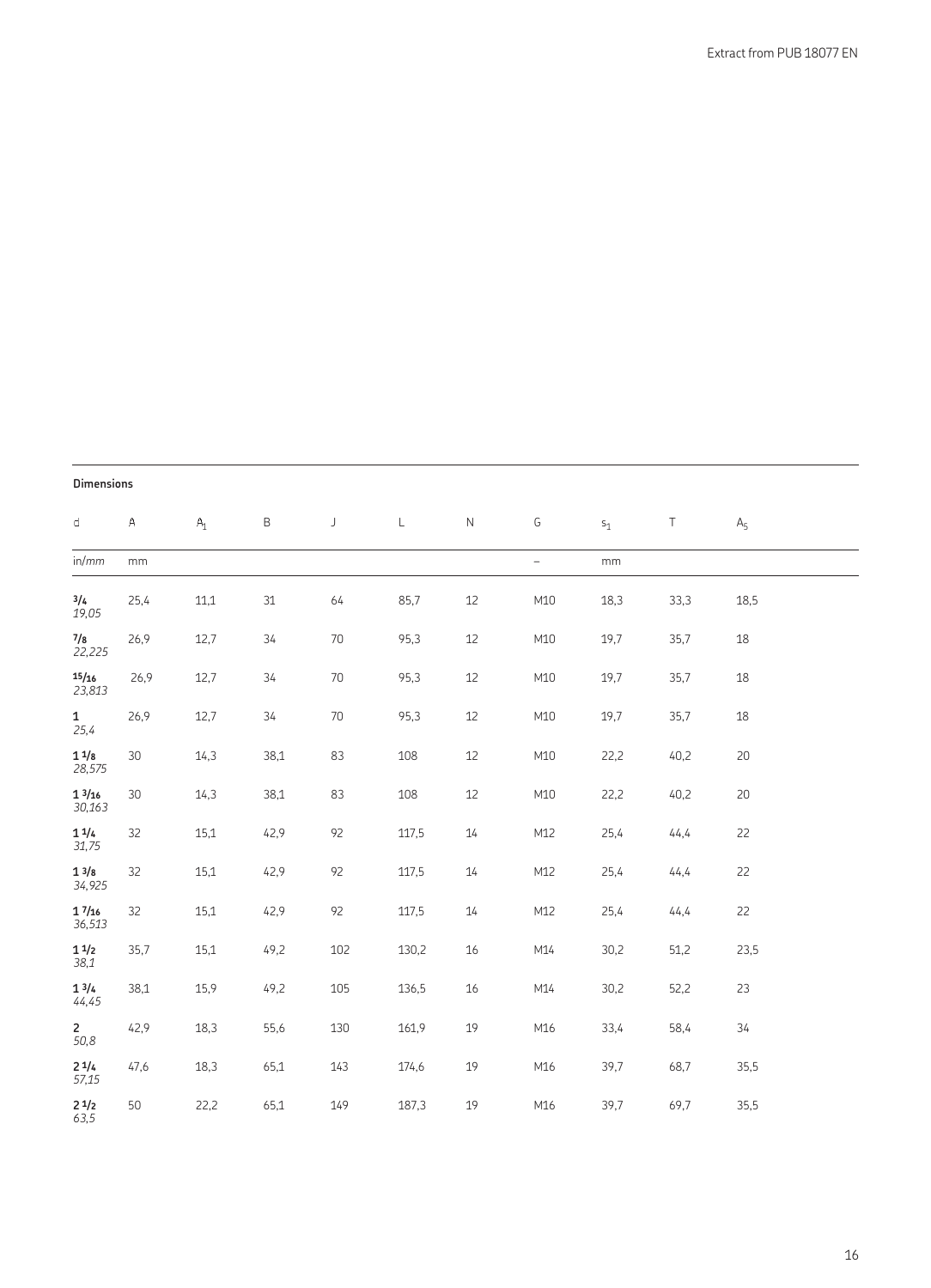**Dimensions**

| d | A | $A_1$ | B | J | L | N | G | $s_1$ | T | $A_5$ |
|---|---|---|---|---|---|---|---|---|---|---|
| in/*mm* | mm | | | | | | – | mm | | |
| **3/4** *19,05* | 25,4 | 11,1 | 31 | 64 | 85,7 | 12 | M10 | 18,3 | 33,3 | 18,5 |
| **7/8** *22,225* | 26,9 | 12,7 | 34 | 70 | 95,3 | 12 | M10 | 19,7 | 35,7 | 18 |
| **15/16** *23,813* | 26,9 | 12,7 | 34 | 70 | 95,3 | 12 | M10 | 19,7 | 35,7 | 18 |
| **1** *25,4* | 26,9 | 12,7 | 34 | 70 | 95,3 | 12 | M10 | 19,7 | 35,7 | 18 |
| **1 1/8** *28,575* | 30 | 14,3 | 38,1 | 83 | 108 | 12 | M10 | 22,2 | 40,2 | 20 |
| **1 3/16** *30,163* | 30 | 14,3 | 38,1 | 83 | 108 | 12 | M10 | 22,2 | 40,2 | 20 |
| **1 1/4** *31,75* | 32 | 15,1 | 42,9 | 92 | 117,5 | 14 | M12 | 25,4 | 44,4 | 22 |
| **1 3/8** *34,925* | 32 | 15,1 | 42,9 | 92 | 117,5 | 14 | M12 | 25,4 | 44,4 | 22 |
| **1 7/16** *36,513* | 32 | 15,1 | 42,9 | 92 | 117,5 | 14 | M12 | 25,4 | 44,4 | 22 |
| **1 1/2** *38,1* | 35,7 | 15,1 | 49,2 | 102 | 130,2 | 16 | M14 | 30,2 | 51,2 | 23,5 |
| **1 3/4** *44,45* | 38,1 | 15,9 | 49,2 | 105 | 136,5 | 16 | M14 | 30,2 | 52,2 | 23 |
| **2** *50,8* | 42,9 | 18,3 | 55,6 | 130 | 161,9 | 19 | M16 | 33,4 | 58,4 | 34 |
| **2 1/4** *57,15* | 47,6 | 18,3 | 65,1 | 143 | 174,6 | 19 | M16 | 39,7 | 68,7 | 35,5 |
| **2 1/2** *63,5* | 50 | 22,2 | 65,1 | 149 | 187,3 | 19 | M16 | 39,7 | 69,7 | 35,5 |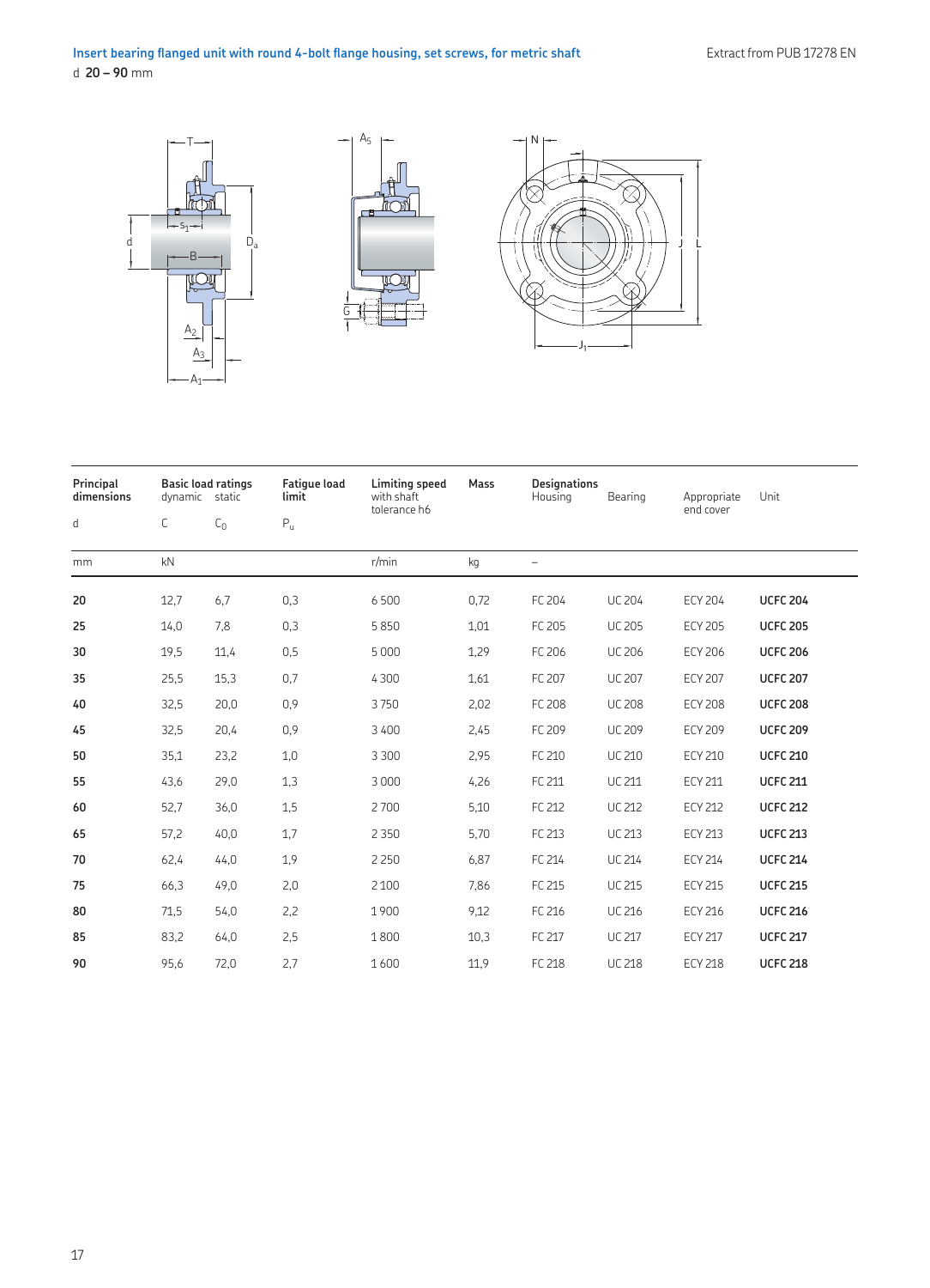## Insert bearing flanged unit with round 4-bolt flange housing, set screws, for metric shaft

d **20 – 90** mm

| Principal dimensions | Basic load ratings | | Fatigue load limit | Limiting speed with shaft tolerance h6 | Mass | Designations | | | |
|---|---|---|---|---|---|---|---|---|---|
| | dynamic | static | | | | Housing | Bearing | Appropriate end cover | Unit |
| d | C | $C_0$ | $P_u$ | | | | | | |
| mm | kN | | | r/min | kg | – | | | |
| **20** | 12,7 | 6,7 | 0,3 | 6 500 | 0,72 | FC 204 | UC 204 | ECY 204 | **UCFC 204** |
| **25** | 14,0 | 7,8 | 0,3 | 5 850 | 1,01 | FC 205 | UC 205 | ECY 205 | **UCFC 205** |
| **30** | 19,5 | 11,4 | 0,5 | 5 000 | 1,29 | FC 206 | UC 206 | ECY 206 | **UCFC 206** |
| **35** | 25,5 | 15,3 | 0,7 | 4 300 | 1,61 | FC 207 | UC 207 | ECY 207 | **UCFC 207** |
| **40** | 32,5 | 20,0 | 0,9 | 3 750 | 2,02 | FC 208 | UC 208 | ECY 208 | **UCFC 208** |
| **45** | 32,5 | 20,4 | 0,9 | 3 400 | 2,45 | FC 209 | UC 209 | ECY 209 | **UCFC 209** |
| **50** | 35,1 | 23,2 | 1,0 | 3 300 | 2,95 | FC 210 | UC 210 | ECY 210 | **UCFC 210** |
| **55** | 43,6 | 29,0 | 1,3 | 3 000 | 4,26 | FC 211 | UC 211 | ECY 211 | **UCFC 211** |
| **60** | 52,7 | 36,0 | 1,5 | 2 700 | 5,10 | FC 212 | UC 212 | ECY 212 | **UCFC 212** |
| **65** | 57,2 | 40,0 | 1,7 | 2 350 | 5,70 | FC 213 | UC 213 | ECY 213 | **UCFC 213** |
| **70** | 62,4 | 44,0 | 1,9 | 2 250 | 6,87 | FC 214 | UC 214 | ECY 214 | **UCFC 214** |
| **75** | 66,3 | 49,0 | 2,0 | 2 100 | 7,86 | FC 215 | UC 215 | ECY 215 | **UCFC 215** |
| **80** | 71,5 | 54,0 | 2,2 | 1 900 | 9,12 | FC 216 | UC 216 | ECY 216 | **UCFC 216** |
| **85** | 83,2 | 64,0 | 2,5 | 1 800 | 10,3 | FC 217 | UC 217 | ECY 217 | **UCFC 217** |
| **90** | 95,6 | 72,0 | 2,7 | 1 600 | 11,9 | FC 218 | UC 218 | ECY 218 | **UCFC 218** |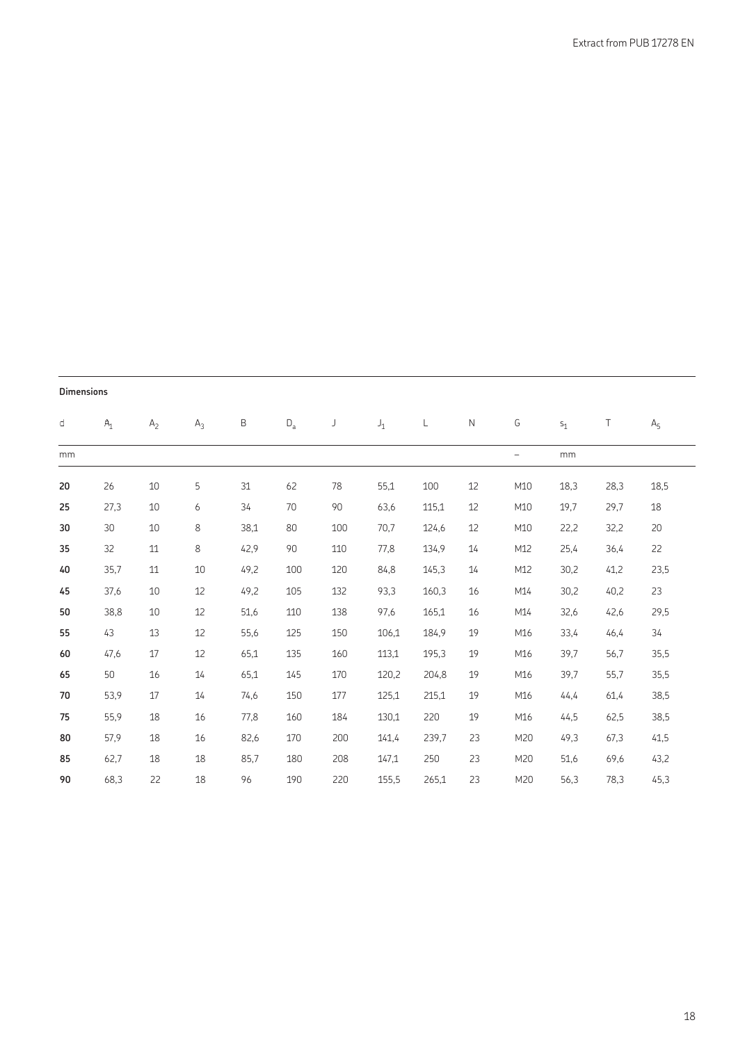**Dimensions**

| d | $A_1$ | $A_2$ | $A_3$ | B | $D_a$ | J | $J_1$ | L | N | G | $s_1$ | T | $A_5$ |
|---|---|---|---|---|---|---|---|---|---|---|---|---|---|
| mm | | | | | | | | | | – | mm | | |
| **20** | 26 | 10 | 5 | 31 | 62 | 78 | 55,1 | 100 | 12 | M10 | 18,3 | 28,3 | 18,5 |
| **25** | 27,3 | 10 | 6 | 34 | 70 | 90 | 63,6 | 115,1 | 12 | M10 | 19,7 | 29,7 | 18 |
| **30** | 30 | 10 | 8 | 38,1 | 80 | 100 | 70,7 | 124,6 | 12 | M10 | 22,2 | 32,2 | 20 |
| **35** | 32 | 11 | 8 | 42,9 | 90 | 110 | 77,8 | 134,9 | 14 | M12 | 25,4 | 36,4 | 22 |
| **40** | 35,7 | 11 | 10 | 49,2 | 100 | 120 | 84,8 | 145,3 | 14 | M12 | 30,2 | 41,2 | 23,5 |
| **45** | 37,6 | 10 | 12 | 49,2 | 105 | 132 | 93,3 | 160,3 | 16 | M14 | 30,2 | 40,2 | 23 |
| **50** | 38,8 | 10 | 12 | 51,6 | 110 | 138 | 97,6 | 165,1 | 16 | M14 | 32,6 | 42,6 | 29,5 |
| **55** | 43 | 13 | 12 | 55,6 | 125 | 150 | 106,1 | 184,9 | 19 | M16 | 33,4 | 46,4 | 34 |
| **60** | 47,6 | 17 | 12 | 65,1 | 135 | 160 | 113,1 | 195,3 | 19 | M16 | 39,7 | 56,7 | 35,5 |
| **65** | 50 | 16 | 14 | 65,1 | 145 | 170 | 120,2 | 204,8 | 19 | M16 | 39,7 | 55,7 | 35,5 |
| **70** | 53,9 | 17 | 14 | 74,6 | 150 | 177 | 125,1 | 215,1 | 19 | M16 | 44,4 | 61,4 | 38,5 |
| **75** | 55,9 | 18 | 16 | 77,8 | 160 | 184 | 130,1 | 220 | 19 | M16 | 44,5 | 62,5 | 38,5 |
| **80** | 57,9 | 18 | 16 | 82,6 | 170 | 200 | 141,4 | 239,7 | 23 | M20 | 49,3 | 67,3 | 41,5 |
| **85** | 62,7 | 18 | 18 | 85,7 | 180 | 208 | 147,1 | 250 | 23 | M20 | 51,6 | 69,6 | 43,2 |
| **90** | 68,3 | 22 | 18 | 96 | 190 | 220 | 155,5 | 265,1 | 23 | M20 | 56,3 | 78,3 | 45,3 |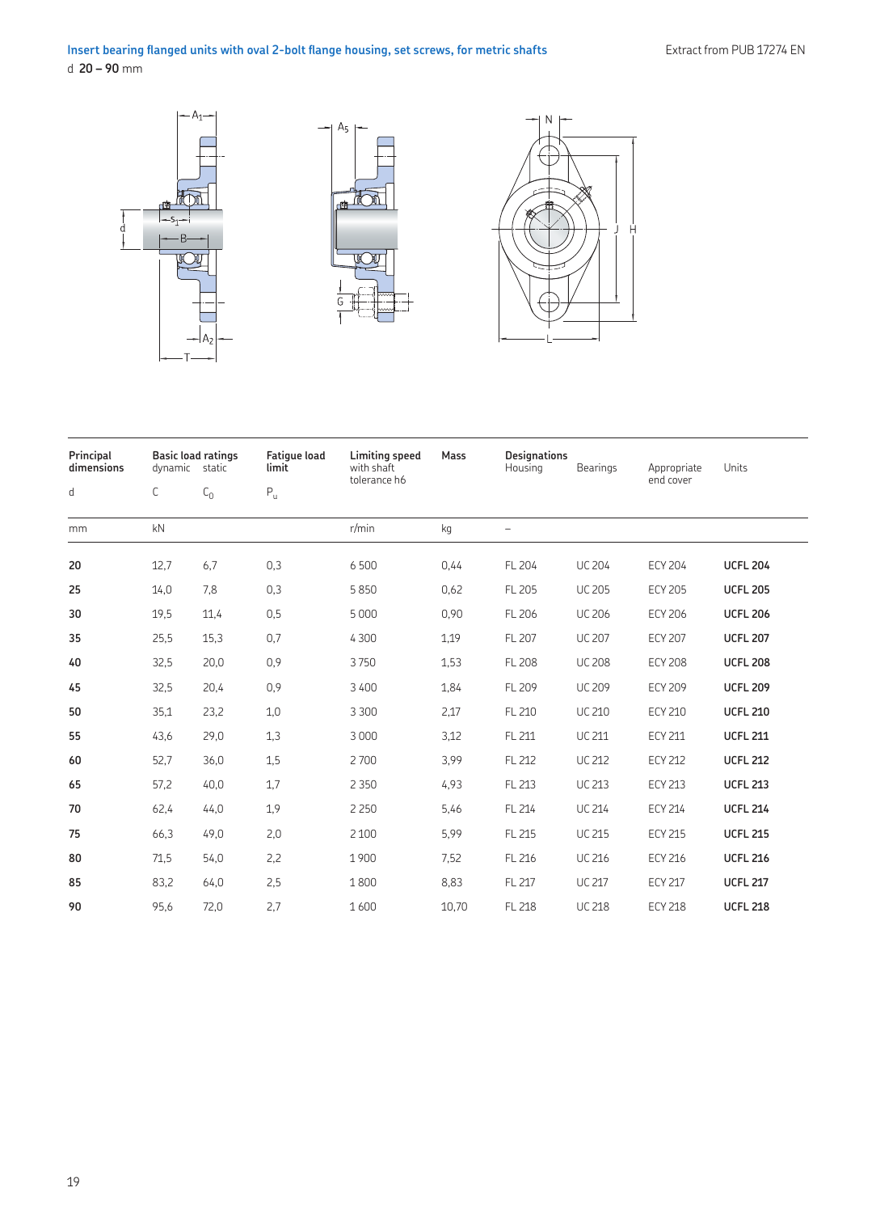## Insert bearing flanged units with oval 2-bolt flange housing, set screws, for metric shafts

d **20 – 90** mm

| Principal dimensions | Basic load ratings | | Fatigue load limit | Limiting speed with shaft tolerance h6 | Mass | Designations | | | |
|---|---|---|---|---|---|---|---|---|---|
| | dynamic | static | | | | Housing | Bearings | Appropriate end cover | Units |
| d | C | $C_0$ | $P_u$ | | | | | | |
| mm | kN | | | r/min | kg | – | | | |
| **20** | 12,7 | 6,7 | 0,3 | 6 500 | 0,44 | FL 204 | UC 204 | ECY 204 | **UCFL 204** |
| **25** | 14,0 | 7,8 | 0,3 | 5 850 | 0,62 | FL 205 | UC 205 | ECY 205 | **UCFL 205** |
| **30** | 19,5 | 11,4 | 0,5 | 5 000 | 0,90 | FL 206 | UC 206 | ECY 206 | **UCFL 206** |
| **35** | 25,5 | 15,3 | 0,7 | 4 300 | 1,19 | FL 207 | UC 207 | ECY 207 | **UCFL 207** |
| **40** | 32,5 | 20,0 | 0,9 | 3 750 | 1,53 | FL 208 | UC 208 | ECY 208 | **UCFL 208** |
| **45** | 32,5 | 20,4 | 0,9 | 3 400 | 1,84 | FL 209 | UC 209 | ECY 209 | **UCFL 209** |
| **50** | 35,1 | 23,2 | 1,0 | 3 300 | 2,17 | FL 210 | UC 210 | ECY 210 | **UCFL 210** |
| **55** | 43,6 | 29,0 | 1,3 | 3 000 | 3,12 | FL 211 | UC 211 | ECY 211 | **UCFL 211** |
| **60** | 52,7 | 36,0 | 1,5 | 2 700 | 3,99 | FL 212 | UC 212 | ECY 212 | **UCFL 212** |
| **65** | 57,2 | 40,0 | 1,7 | 2 350 | 4,93 | FL 213 | UC 213 | ECY 213 | **UCFL 213** |
| **70** | 62,4 | 44,0 | 1,9 | 2 250 | 5,46 | FL 214 | UC 214 | ECY 214 | **UCFL 214** |
| **75** | 66,3 | 49,0 | 2,0 | 2 100 | 5,99 | FL 215 | UC 215 | ECY 215 | **UCFL 215** |
| **80** | 71,5 | 54,0 | 2,2 | 1 900 | 7,52 | FL 216 | UC 216 | ECY 216 | **UCFL 216** |
| **85** | 83,2 | 64,0 | 2,5 | 1 800 | 8,83 | FL 217 | UC 217 | ECY 217 | **UCFL 217** |
| **90** | 95,6 | 72,0 | 2,7 | 1 600 | 10,70 | FL 218 | UC 218 | ECY 218 | **UCFL 218** |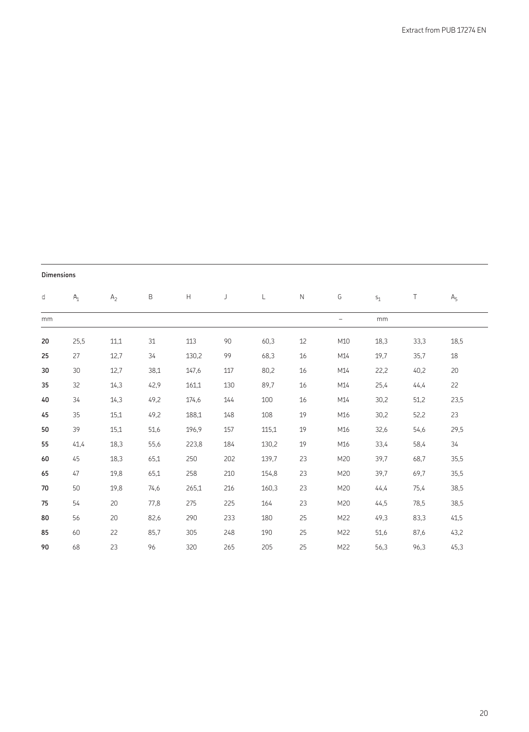**Dimensions**

| d | $A_1$ | $A_2$ | B | H | J | L | N | G | $s_1$ | T | $A_5$ |
|---|---|---|---|---|---|---|---|---|---|---|---|
| mm | | | | | | | | – | mm | | |
| **20** | 25,5 | 11,1 | 31 | 113 | 90 | 60,3 | 12 | M10 | 18,3 | 33,3 | 18,5 |
| **25** | 27 | 12,7 | 34 | 130,2 | 99 | 68,3 | 16 | M14 | 19,7 | 35,7 | 18 |
| **30** | 30 | 12,7 | 38,1 | 147,6 | 117 | 80,2 | 16 | M14 | 22,2 | 40,2 | 20 |
| **35** | 32 | 14,3 | 42,9 | 161,1 | 130 | 89,7 | 16 | M14 | 25,4 | 44,4 | 22 |
| **40** | 34 | 14,3 | 49,2 | 174,6 | 144 | 100 | 16 | M14 | 30,2 | 51,2 | 23,5 |
| **45** | 35 | 15,1 | 49,2 | 188,1 | 148 | 108 | 19 | M16 | 30,2 | 52,2 | 23 |
| **50** | 39 | 15,1 | 51,6 | 196,9 | 157 | 115,1 | 19 | M16 | 32,6 | 54,6 | 29,5 |
| **55** | 41,4 | 18,3 | 55,6 | 223,8 | 184 | 130,2 | 19 | M16 | 33,4 | 58,4 | 34 |
| **60** | 45 | 18,3 | 65,1 | 250 | 202 | 139,7 | 23 | M20 | 39,7 | 68,7 | 35,5 |
| **65** | 47 | 19,8 | 65,1 | 258 | 210 | 154,8 | 23 | M20 | 39,7 | 69,7 | 35,5 |
| **70** | 50 | 19,8 | 74,6 | 265,1 | 216 | 160,3 | 23 | M20 | 44,4 | 75,4 | 38,5 |
| **75** | 54 | 20 | 77,8 | 275 | 225 | 164 | 23 | M20 | 44,5 | 78,5 | 38,5 |
| **80** | 56 | 20 | 82,6 | 290 | 233 | 180 | 25 | M22 | 49,3 | 83,3 | 41,5 |
| **85** | 60 | 22 | 85,7 | 305 | 248 | 190 | 25 | M22 | 51,6 | 87,6 | 43,2 |
| **90** | 68 | 23 | 96 | 320 | 265 | 205 | 25 | M22 | 56,3 | 96,3 | 45,3 |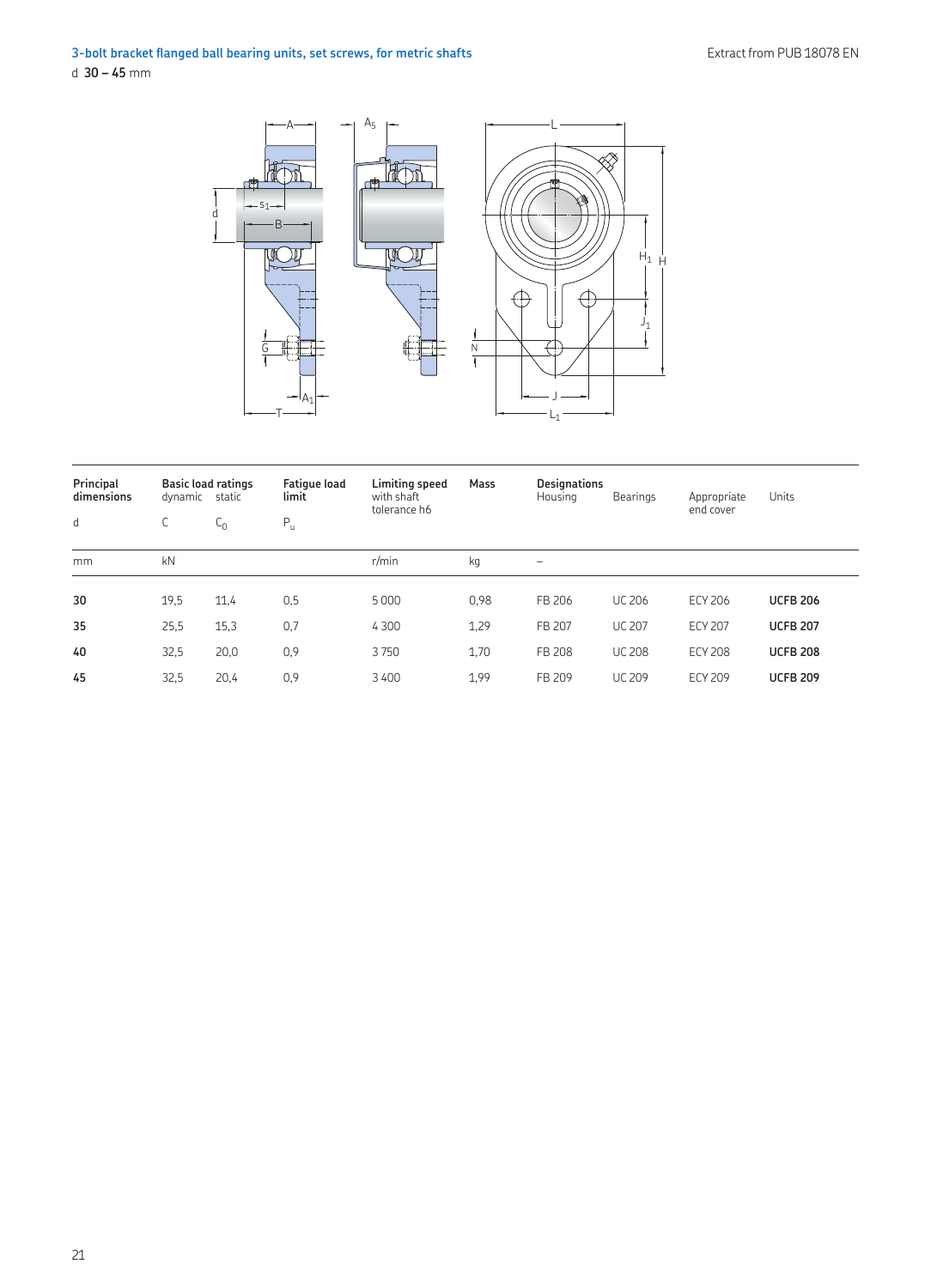## 3-bolt bracket flanged ball bearing units, set screws, for metric shafts

d **30 – 45** mm

| Principal dimensions | Basic load ratings | | Fatigue load limit | Limiting speed with shaft tolerance h6 | Mass | Designations | | | |
|---|---|---|---|---|---|---|---|---|---|
| | dynamic | static | | | | Housing | Bearings | Appropriate end cover | Units |
| d | C | $C_0$ | $P_u$ | | | | | | |
| mm | kN | | | r/min | kg | – | | | |
| **30** | 19,5 | 11,4 | 0,5 | 5 000 | 0,98 | FB 206 | UC 206 | ECY 206 | **UCFB 206** |
| **35** | 25,5 | 15,3 | 0,7 | 4 300 | 1,29 | FB 207 | UC 207 | ECY 207 | **UCFB 207** |
| **40** | 32,5 | 20,0 | 0,9 | 3 750 | 1,70 | FB 208 | UC 208 | ECY 208 | **UCFB 208** |
| **45** | 32,5 | 20,4 | 0,9 | 3 400 | 1,99 | FB 209 | UC 209 | ECY 209 | **UCFB 209** |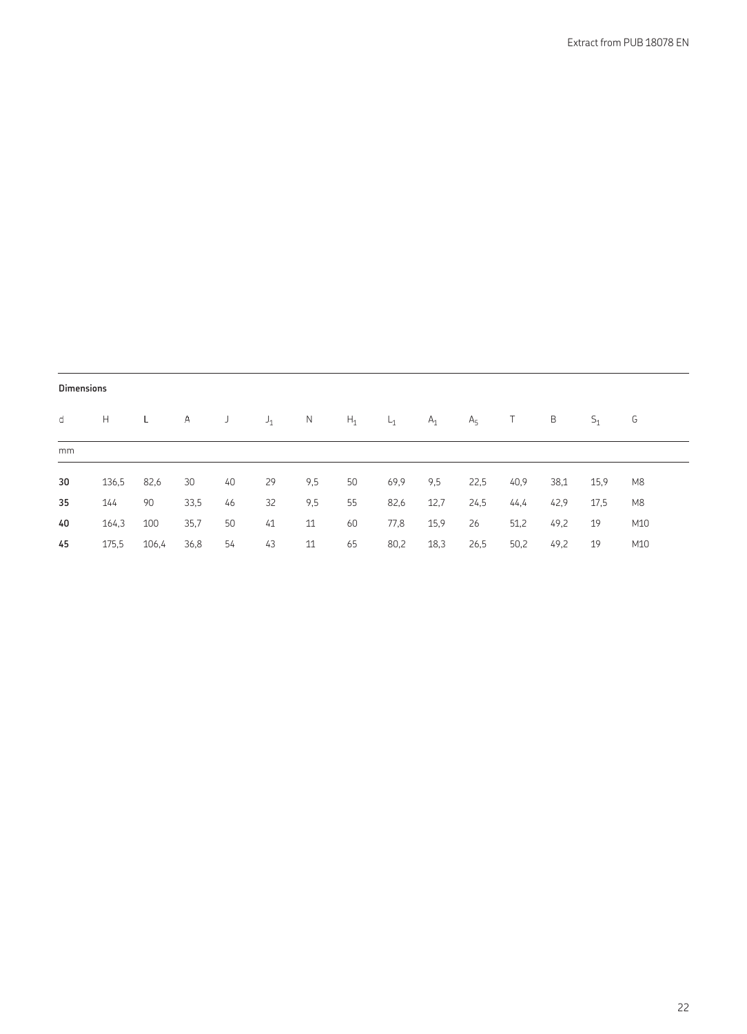**Dimensions**

| d | H | L | A | J | $J_1$ | N | $H_1$ | $L_1$ | $A_1$ | $A_5$ | T | B | $S_1$ | G |
|---|---|---|---|---|---|---|---|---|---|---|---|---|---|---|
| mm | | | | | | | | | | | | | | |
| **30** | 136,5 | 82,6 | 30 | 40 | 29 | 9,5 | 50 | 69,9 | 9,5 | 22,5 | 40,9 | 38,1 | 15,9 | M8 |
| **35** | 144 | 90 | 33,5 | 46 | 32 | 9,5 | 55 | 82,6 | 12,7 | 24,5 | 44,4 | 42,9 | 17,5 | M8 |
| **40** | 164,3 | 100 | 35,7 | 50 | 41 | 11 | 60 | 77,8 | 15,9 | 26 | 51,2 | 49,2 | 19 | M10 |
| **45** | 175,5 | 106,4 | 36,8 | 54 | 43 | 11 | 65 | 80,2 | 18,3 | 26,5 | 50,2 | 49,2 | 19 | M10 |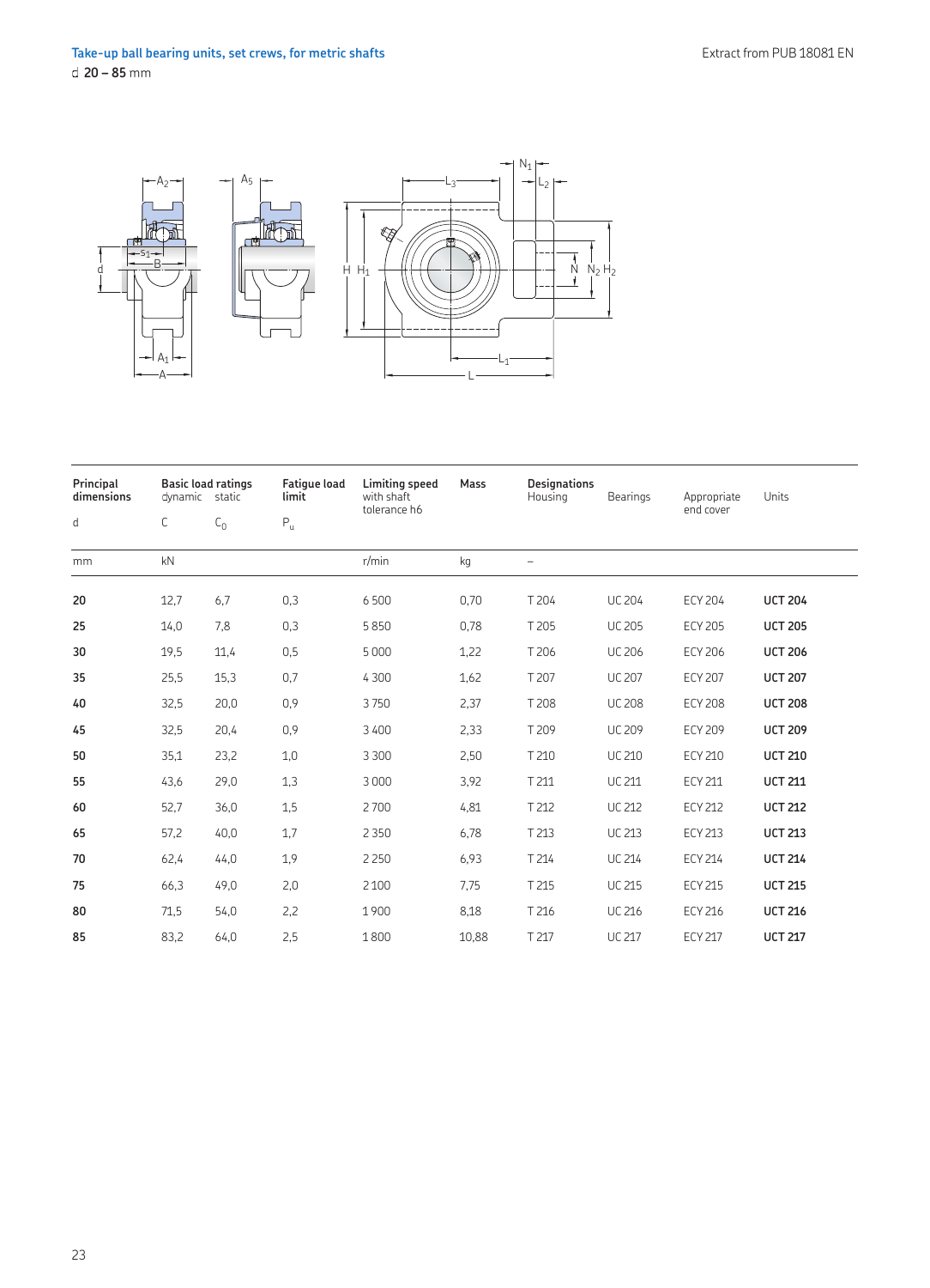## Take-up ball bearing units, set crews, for metric shafts

d **20 – 85** mm

| Principal dimensions | Basic load ratings dynamic | static | Fatigue load limit | Limiting speed with shaft tolerance h6 | Mass | Designations Housing | Bearings | Appropriate end cover | Units |
|---|---|---|---|---|---|---|---|---|---|
| d | C | $C_0$ | $P_u$ | | | | | | |
| mm | kN | | | r/min | kg | – | | | |
| **20** | 12,7 | 6,7 | 0,3 | 6 500 | 0,70 | T 204 | UC 204 | ECY 204 | **UCT 204** |
| **25** | 14,0 | 7,8 | 0,3 | 5 850 | 0,78 | T 205 | UC 205 | ECY 205 | **UCT 205** |
| **30** | 19,5 | 11,4 | 0,5 | 5 000 | 1,22 | T 206 | UC 206 | ECY 206 | **UCT 206** |
| **35** | 25,5 | 15,3 | 0,7 | 4 300 | 1,62 | T 207 | UC 207 | ECY 207 | **UCT 207** |
| **40** | 32,5 | 20,0 | 0,9 | 3 750 | 2,37 | T 208 | UC 208 | ECY 208 | **UCT 208** |
| **45** | 32,5 | 20,4 | 0,9 | 3 400 | 2,33 | T 209 | UC 209 | ECY 209 | **UCT 209** |
| **50** | 35,1 | 23,2 | 1,0 | 3 300 | 2,50 | T 210 | UC 210 | ECY 210 | **UCT 210** |
| **55** | 43,6 | 29,0 | 1,3 | 3 000 | 3,92 | T 211 | UC 211 | ECY 211 | **UCT 211** |
| **60** | 52,7 | 36,0 | 1,5 | 2 700 | 4,81 | T 212 | UC 212 | ECY 212 | **UCT 212** |
| **65** | 57,2 | 40,0 | 1,7 | 2 350 | 6,78 | T 213 | UC 213 | ECY 213 | **UCT 213** |
| **70** | 62,4 | 44,0 | 1,9 | 2 250 | 6,93 | T 214 | UC 214 | ECY 214 | **UCT 214** |
| **75** | 66,3 | 49,0 | 2,0 | 2 100 | 7,75 | T 215 | UC 215 | ECY 215 | **UCT 215** |
| **80** | 71,5 | 54,0 | 2,2 | 1 900 | 8,18 | T 216 | UC 216 | ECY 216 | **UCT 216** |
| **85** | 83,2 | 64,0 | 2,5 | 1 800 | 10,88 | T 217 | UC 217 | ECY 217 | **UCT 217** |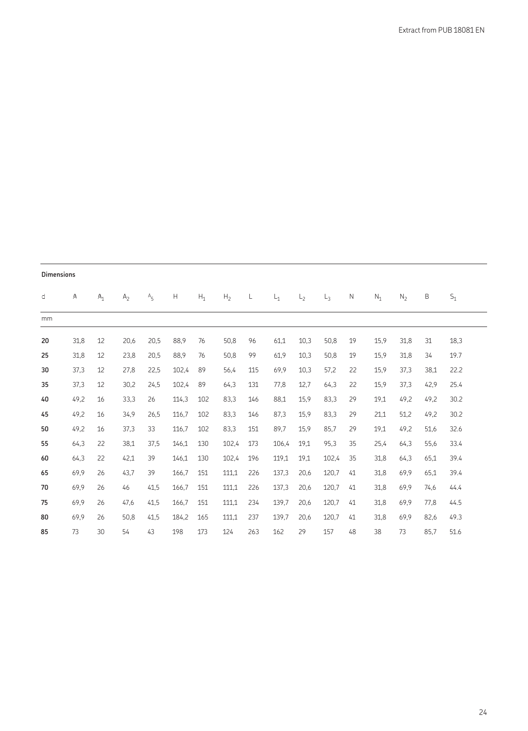**Dimensions**

| d | A | $A_1$ | $A_2$ | $A_5$ | H | $H_1$ | $H_2$ | L | $L_1$ | $L_2$ | $L_3$ | N | $N_1$ | $N_2$ | B | $S_1$ |
|---|---|---|---|---|---|---|---|---|---|---|---|---|---|---|---|---|
| mm | | | | | | | | | | | | | | | | |
| **20** | 31,8 | 12 | 20,6 | 20,5 | 88,9 | 76 | 50,8 | 96 | 61,1 | 10,3 | 50,8 | 19 | 15,9 | 31,8 | 31 | 18,3 |
| **25** | 31,8 | 12 | 23,8 | 20,5 | 88,9 | 76 | 50,8 | 99 | 61,9 | 10,3 | 50,8 | 19 | 15,9 | 31,8 | 34 | 19.7 |
| **30** | 37,3 | 12 | 27,8 | 22,5 | 102,4 | 89 | 56,4 | 115 | 69,9 | 10,3 | 57,2 | 22 | 15,9 | 37,3 | 38,1 | 22.2 |
| **35** | 37,3 | 12 | 30,2 | 24,5 | 102,4 | 89 | 64,3 | 131 | 77,8 | 12,7 | 64,3 | 22 | 15,9 | 37,3 | 42,9 | 25.4 |
| **40** | 49,2 | 16 | 33,3 | 26 | 114,3 | 102 | 83,3 | 146 | 88,1 | 15,9 | 83,3 | 29 | 19,1 | 49,2 | 49,2 | 30.2 |
| **45** | 49,2 | 16 | 34,9 | 26,5 | 116,7 | 102 | 83,3 | 146 | 87,3 | 15,9 | 83,3 | 29 | 21,1 | 51,2 | 49,2 | 30.2 |
| **50** | 49,2 | 16 | 37,3 | 33 | 116,7 | 102 | 83,3 | 151 | 89,7 | 15,9 | 85,7 | 29 | 19,1 | 49,2 | 51,6 | 32.6 |
| **55** | 64,3 | 22 | 38,1 | 37,5 | 146,1 | 130 | 102,4 | 173 | 106,4 | 19,1 | 95,3 | 35 | 25,4 | 64,3 | 55,6 | 33.4 |
| **60** | 64,3 | 22 | 42,1 | 39 | 146,1 | 130 | 102,4 | 196 | 119,1 | 19,1 | 102,4 | 35 | 31,8 | 64,3 | 65,1 | 39.4 |
| **65** | 69,9 | 26 | 43,7 | 39 | 166,7 | 151 | 111,1 | 226 | 137,3 | 20,6 | 120,7 | 41 | 31,8 | 69,9 | 65,1 | 39.4 |
| **70** | 69,9 | 26 | 46 | 41,5 | 166,7 | 151 | 111,1 | 226 | 137,3 | 20,6 | 120,7 | 41 | 31,8 | 69,9 | 74,6 | 44.4 |
| **75** | 69,9 | 26 | 47,6 | 41,5 | 166,7 | 151 | 111,1 | 234 | 139,7 | 20,6 | 120,7 | 41 | 31,8 | 69,9 | 77,8 | 44.5 |
| **80** | 69,9 | 26 | 50,8 | 41,5 | 184,2 | 165 | 111,1 | 237 | 139,7 | 20,6 | 120,7 | 41 | 31,8 | 69,9 | 82,6 | 49.3 |
| **85** | 73 | 30 | 54 | 43 | 198 | 173 | 124 | 263 | 162 | 29 | 157 | 48 | 38 | 73 | 85,7 | 51.6 |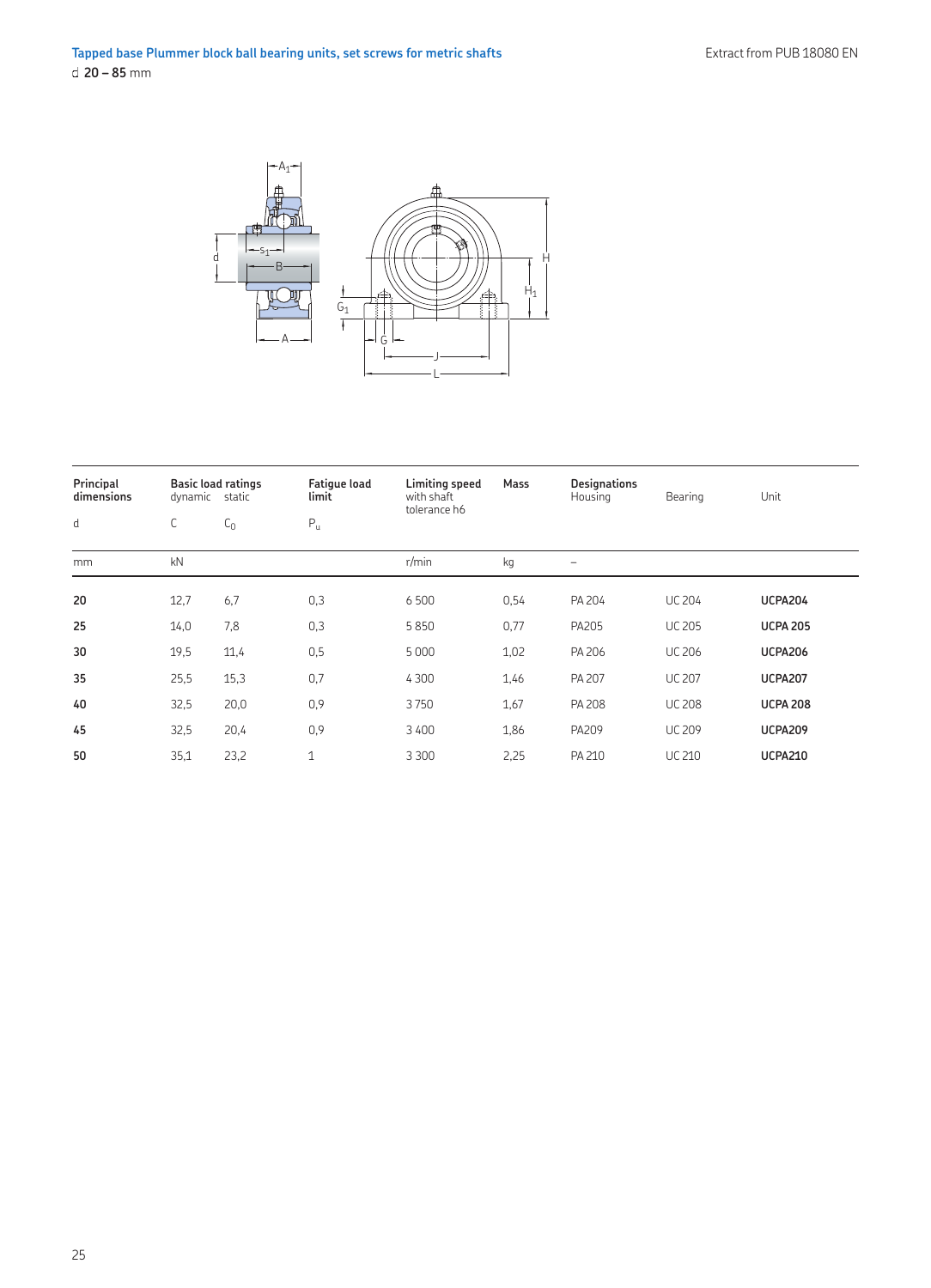## Tapped base Plummer block ball bearing units, set screws for metric shafts

d **20 – 85** mm

| Principal dimensions | Basic load ratings dynamic | static | Fatigue load limit | Limiting speed with shaft tolerance h6 | Mass | Designations Housing | Bearing | Unit |
|---|---|---|---|---|---|---|---|---|
| d | C | $C_0$ | $P_u$ | | | | | |
| mm | kN | | | r/min | kg | – | | |
| **20** | 12,7 | 6,7 | 0,3 | 6 500 | 0,54 | PA 204 | UC 204 | **UCPA204** |
| **25** | 14,0 | 7,8 | 0,3 | 5 850 | 0,77 | PA205 | UC 205 | **UCPA 205** |
| **30** | 19,5 | 11,4 | 0,5 | 5 000 | 1,02 | PA 206 | UC 206 | **UCPA206** |
| **35** | 25,5 | 15,3 | 0,7 | 4 300 | 1,46 | PA 207 | UC 207 | **UCPA207** |
| **40** | 32,5 | 20,0 | 0,9 | 3 750 | 1,67 | PA 208 | UC 208 | **UCPA 208** |
| **45** | 32,5 | 20,4 | 0,9 | 3 400 | 1,86 | PA209 | UC 209 | **UCPA209** |
| **50** | 35,1 | 23,2 | 1 | 3 300 | 2,25 | PA 210 | UC 210 | **UCPA210** |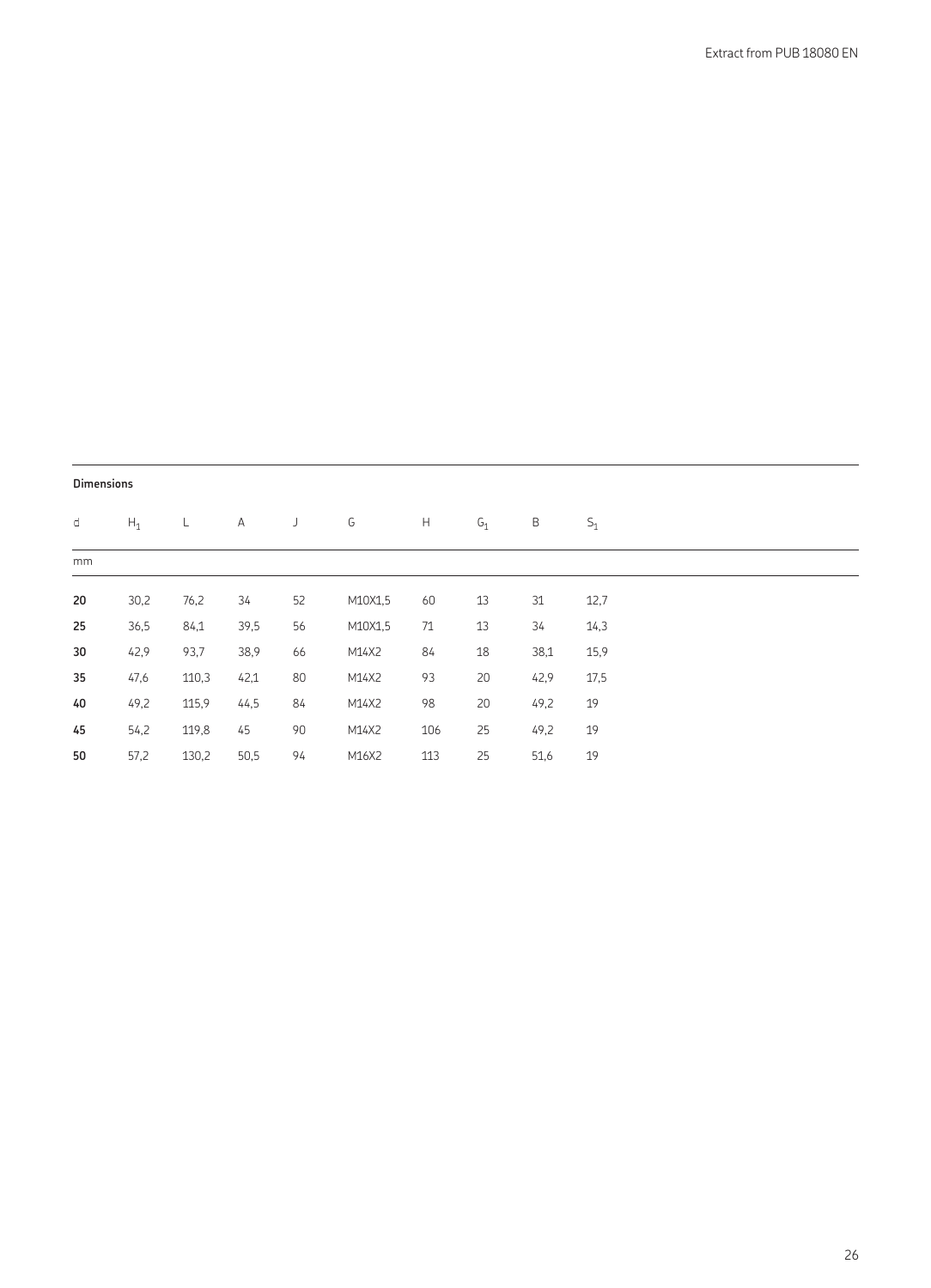**Dimensions**

| d | $H_1$ | L | A | J | G | H | $G_1$ | B | $S_1$ |
|---|---|---|---|---|---|---|---|---|---|
| mm | | | | | | | | | |
| **20** | 30,2 | 76,2 | 34 | 52 | M10X1,5 | 60 | 13 | 31 | 12,7 |
| **25** | 36,5 | 84,1 | 39,5 | 56 | M10X1,5 | 71 | 13 | 34 | 14,3 |
| **30** | 42,9 | 93,7 | 38,9 | 66 | M14X2 | 84 | 18 | 38,1 | 15,9 |
| **35** | 47,6 | 110,3 | 42,1 | 80 | M14X2 | 93 | 20 | 42,9 | 17,5 |
| **40** | 49,2 | 115,9 | 44,5 | 84 | M14X2 | 98 | 20 | 49,2 | 19 |
| **45** | 54,2 | 119,8 | 45 | 90 | M14X2 | 106 | 25 | 49,2 | 19 |
| **50** | 57,2 | 130,2 | 50,5 | 94 | M16X2 | 113 | 25 | 51,6 | 19 |